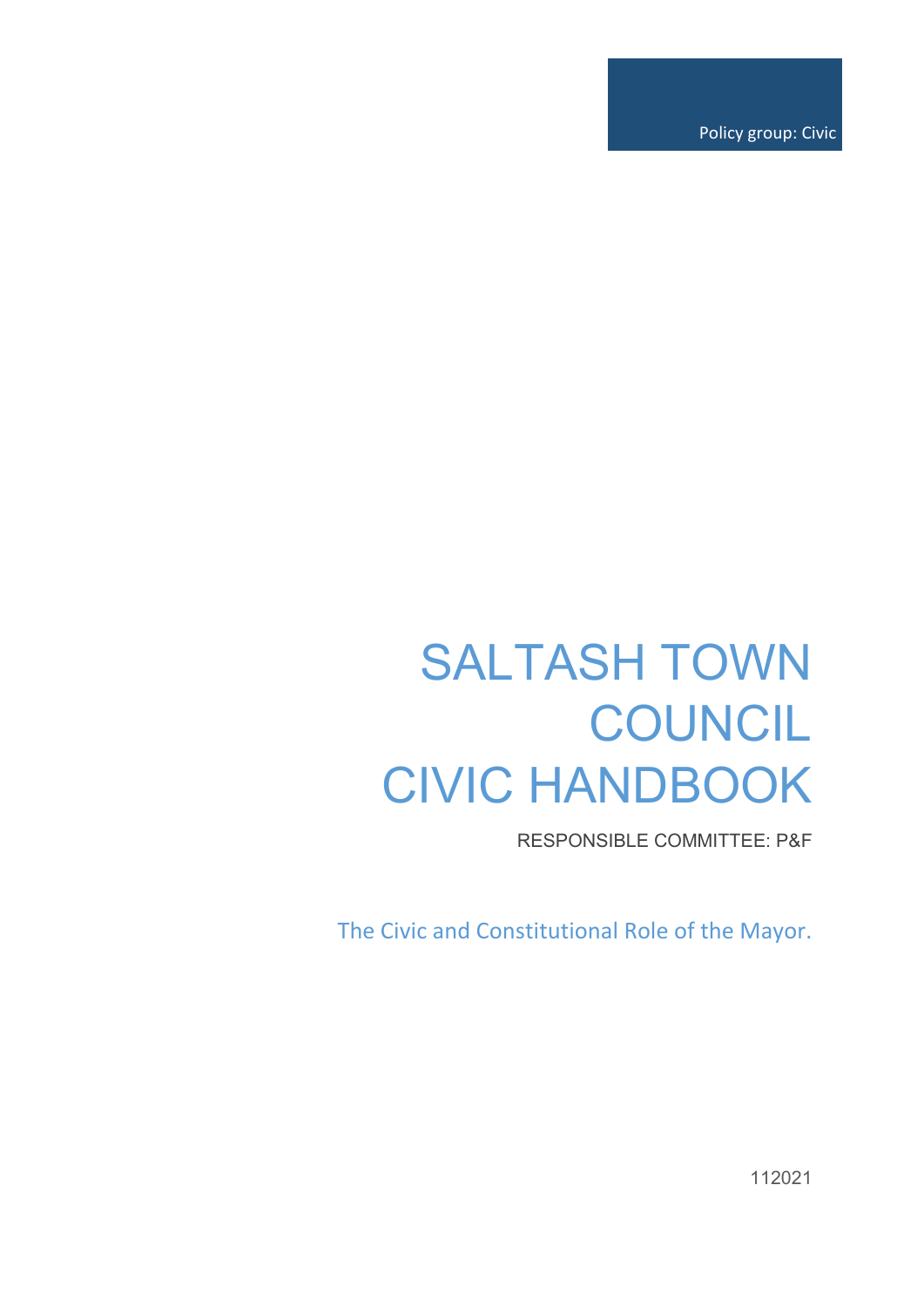Policy group: Civic

# SALTASH TOWN COUNCIL CIVIC HANDBOOK

RESPONSIBLE COMMITTEE: P&F

The Civic and Constitutional Role of the Mayor.

112021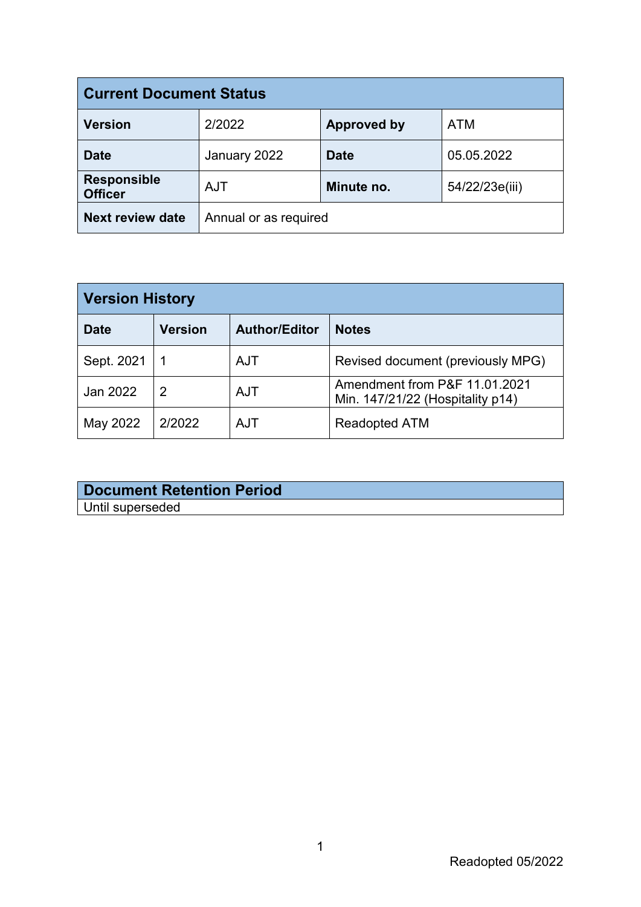| Current Document Status | | | |
|---|---|---|---|
| **Version** | 2/2022 | **Approved by** | ATM |
| **Date** | January 2022 | **Date** | 05.05.2022 |
| **Responsible Officer** | AJT | **Minute no.** | 54/22/23e(iii) |
| **Next review date** | Annual or as required | | |

| Version History | | | |
|---|---|---|---|
| **Date** | **Version** | **Author/Editor** | **Notes** |
| Sept. 2021 | 1 | AJT | Revised document (previously MPG) |
| Jan 2022 | 2 | AJT | Amendment from P&F 11.01.2021 Min. 147/21/22 (Hospitality p14) |
| May 2022 | 2/2022 | AJT | Readopted ATM |

| Document Retention Period |
|---|
| Until superseded |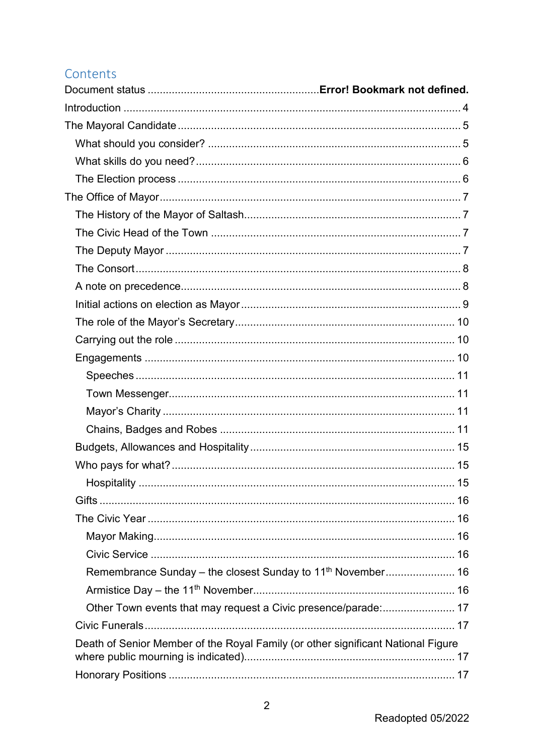## Contents

Document status ........................................................Error! Bookmark not defined.

Introduction ................................................................................................ 4

The Mayoral Candidate ............................................................................. 5

- What should you consider? .................................................................... 5
- What skills do you need? ........................................................................ 6
- The Election process .............................................................................. 6

The Office of Mayor .................................................................................... 7

- The History of the Mayor of Saltash ........................................................ 7
- The Civic Head of the Town ................................................................... 7
- The Deputy Mayor .................................................................................. 7
- The Consort ............................................................................................ 8
- A note on precedence ............................................................................. 8
- Initial actions on election as Mayor ......................................................... 9
- The role of the Mayor's Secretary ......................................................... 10
- Carrying out the role ............................................................................. 10
- Engagements ........................................................................................ 10
  - Speeches ......................................................................................... 11
  - Town Messenger .............................................................................. 11
  - Mayor's Charity ................................................................................ 11
  - Chains, Badges and Robes .............................................................. 11
- Budgets, Allowances and Hospitality .................................................... 15
- Who pays for what? .............................................................................. 15
  - Hospitality ........................................................................................ 15
- Gifts ...................................................................................................... 16
- The Civic Year ...................................................................................... 16
  - Mayor Making ................................................................................... 16
  - Civic Service ..................................................................................... 16
  - Remembrance Sunday – the closest Sunday to 11th November ....................... 16
  - Armistice Day – the 11th November .................................................. 16
  - Other Town events that may request a Civic presence/parade: ........................ 17
- Civic Funerals ....................................................................................... 17
- Death of Senior Member of the Royal Family (or other significant National Figure where public mourning is indicated) ..................................................................... 17
- Honorary Positions ............................................................................... 17

Readopted 05/2022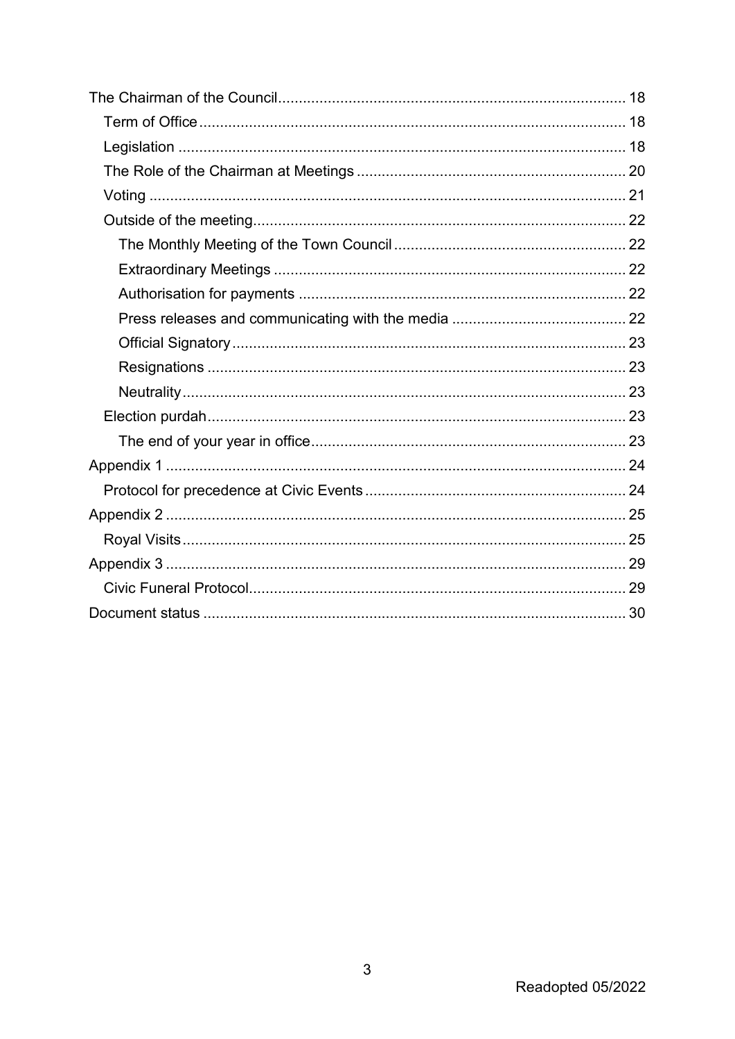The Chairman of the Council ........................................................................................ 18
- Term of Office ........................................................................................ 18
- Legislation ........................................................................................ 18
- The Role of the Chairman at Meetings ........................................................................................ 20
- Voting ........................................................................................ 21
- Outside of the meeting ........................................................................................ 22
  - The Monthly Meeting of the Town Council ........................................................................................ 22
  - Extraordinary Meetings ........................................................................................ 22
  - Authorisation for payments ........................................................................................ 22
  - Press releases and communicating with the media ........................................................................................ 22
  - Official Signatory ........................................................................................ 23
  - Resignations ........................................................................................ 23
  - Neutrality ........................................................................................ 23
- Election purdah ........................................................................................ 23
  - The end of your year in office ........................................................................................ 23

Appendix 1 ........................................................................................ 24
- Protocol for precedence at Civic Events ........................................................................................ 24

Appendix 2 ........................................................................................ 25
- Royal Visits ........................................................................................ 25

Appendix 3 ........................................................................................ 29
- Civic Funeral Protocol ........................................................................................ 29

Document status ........................................................................................ 30

Readopted 05/2022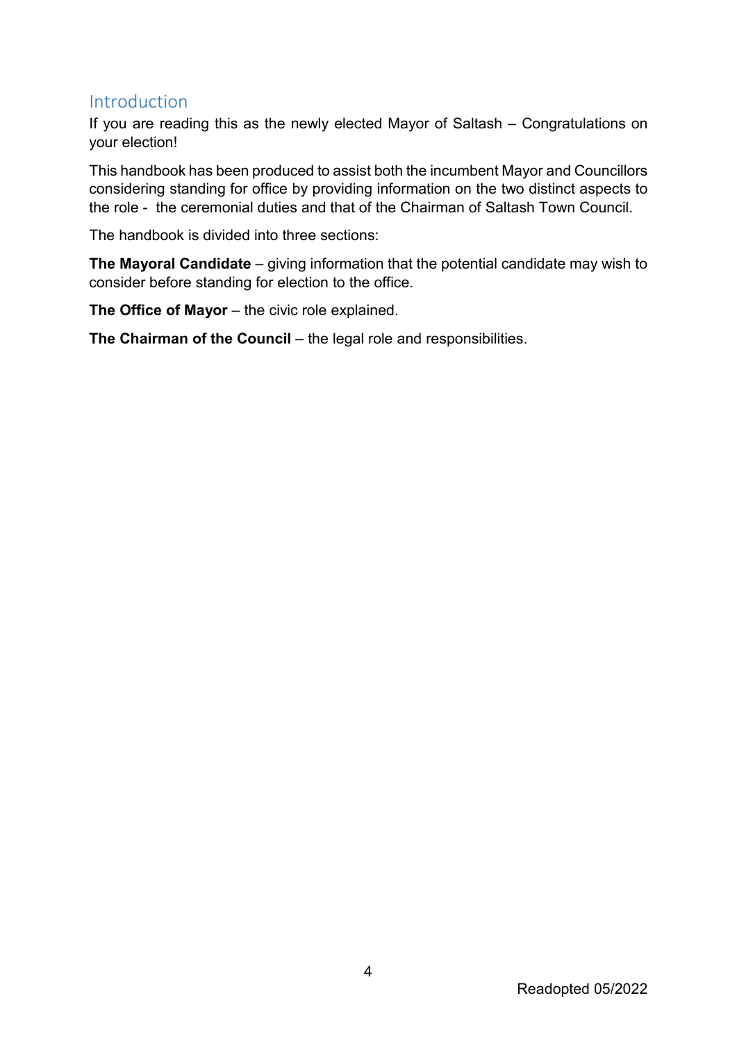## Introduction

If you are reading this as the newly elected Mayor of Saltash – Congratulations on your election!

This handbook has been produced to assist both the incumbent Mayor and Councillors considering standing for office by providing information on the two distinct aspects to the role - the ceremonial duties and that of the Chairman of Saltash Town Council.

The handbook is divided into three sections:

**The Mayoral Candidate** – giving information that the potential candidate may wish to consider before standing for election to the office.

**The Office of Mayor** – the civic role explained.

**The Chairman of the Council** – the legal role and responsibilities.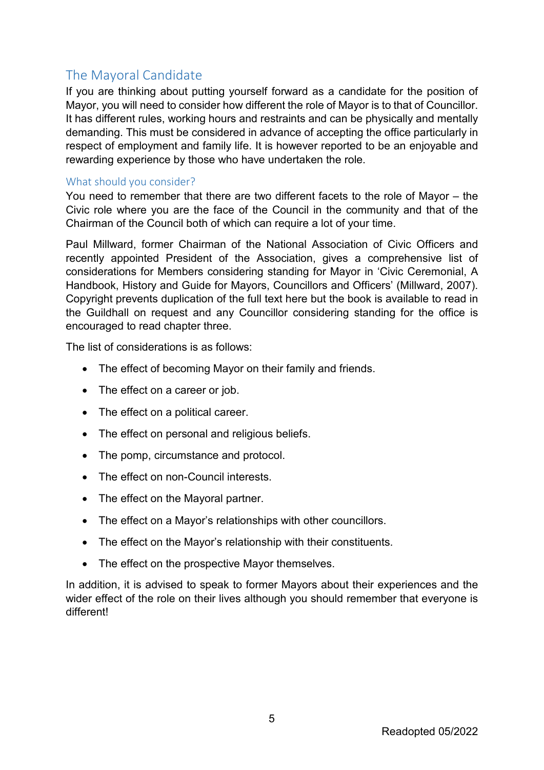## The Mayoral Candidate

If you are thinking about putting yourself forward as a candidate for the position of Mayor, you will need to consider how different the role of Mayor is to that of Councillor. It has different rules, working hours and restraints and can be physically and mentally demanding. This must be considered in advance of accepting the office particularly in respect of employment and family life. It is however reported to be an enjoyable and rewarding experience by those who have undertaken the role.

### What should you consider?

You need to remember that there are two different facets to the role of Mayor – the Civic role where you are the face of the Council in the community and that of the Chairman of the Council both of which can require a lot of your time.

Paul Millward, former Chairman of the National Association of Civic Officers and recently appointed President of the Association, gives a comprehensive list of considerations for Members considering standing for Mayor in 'Civic Ceremonial, A Handbook, History and Guide for Mayors, Councillors and Officers' (Millward, 2007). Copyright prevents duplication of the full text here but the book is available to read in the Guildhall on request and any Councillor considering standing for the office is encouraged to read chapter three.

The list of considerations is as follows:

- The effect of becoming Mayor on their family and friends.
- The effect on a career or job.
- The effect on a political career.
- The effect on personal and religious beliefs.
- The pomp, circumstance and protocol.
- The effect on non-Council interests.
- The effect on the Mayoral partner.
- The effect on a Mayor's relationships with other councillors.
- The effect on the Mayor's relationship with their constituents.
- The effect on the prospective Mayor themselves.

In addition, it is advised to speak to former Mayors about their experiences and the wider effect of the role on their lives although you should remember that everyone is different!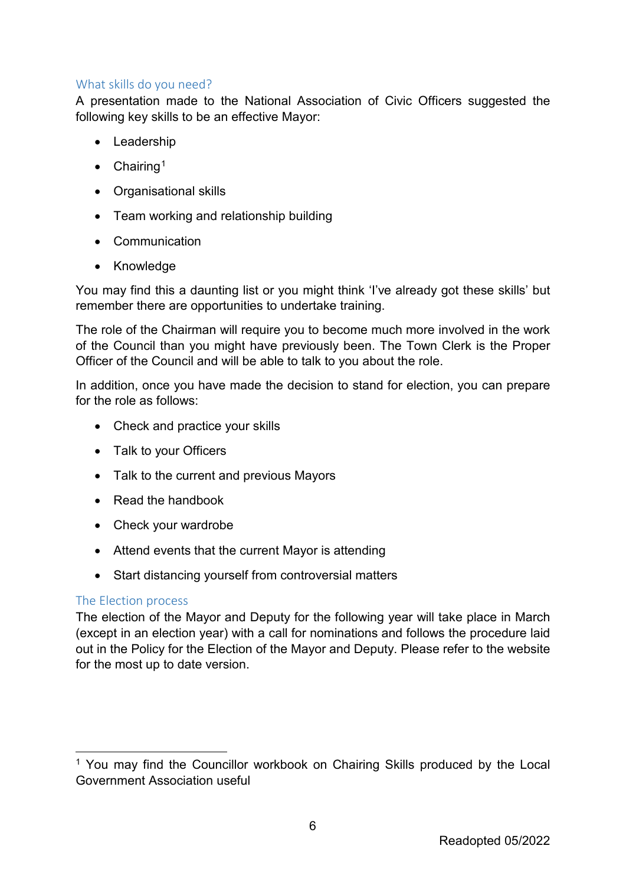## What skills do you need?

A presentation made to the National Association of Civic Officers suggested the following key skills to be an effective Mayor:

- Leadership
- Chairing[1]
- Organisational skills
- Team working and relationship building
- Communication
- Knowledge

You may find this a daunting list or you might think 'I've already got these skills' but remember there are opportunities to undertake training.

The role of the Chairman will require you to become much more involved in the work of the Council than you might have previously been. The Town Clerk is the Proper Officer of the Council and will be able to talk to you about the role.

In addition, once you have made the decision to stand for election, you can prepare for the role as follows:

- Check and practice your skills
- Talk to your Officers
- Talk to the current and previous Mayors
- Read the handbook
- Check your wardrobe
- Attend events that the current Mayor is attending
- Start distancing yourself from controversial matters

## The Election process

The election of the Mayor and Deputy for the following year will take place in March (except in an election year) with a call for nominations and follows the procedure laid out in the Policy for the Election of the Mayor and Deputy. Please refer to the website for the most up to date version.

---

[1] You may find the Councillor workbook on Chairing Skills produced by the Local Government Association useful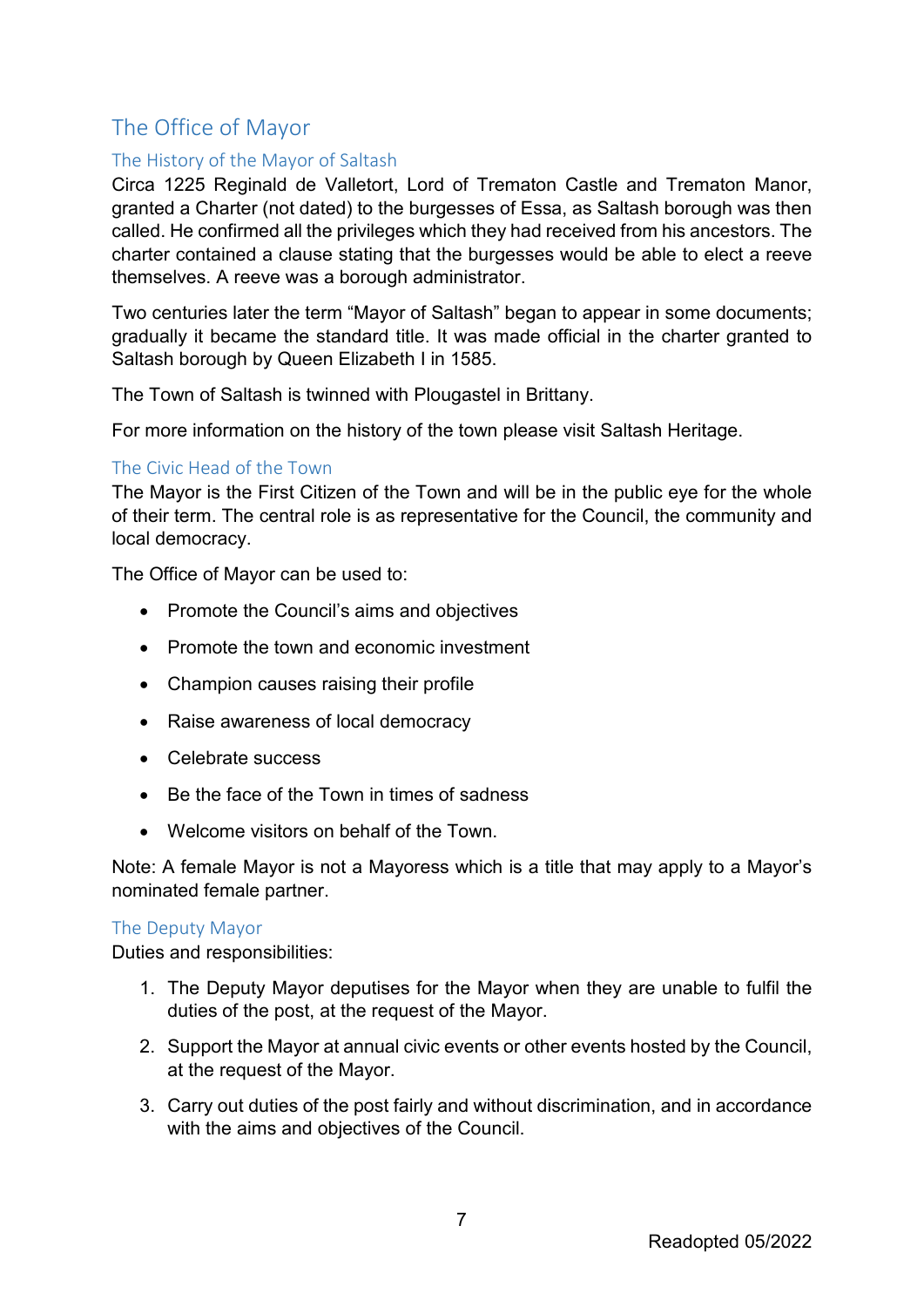# The Office of Mayor

## The History of the Mayor of Saltash

Circa 1225 Reginald de Valletort, Lord of Trematon Castle and Trematon Manor, granted a Charter (not dated) to the burgesses of Essa, as Saltash borough was then called. He confirmed all the privileges which they had received from his ancestors. The charter contained a clause stating that the burgesses would be able to elect a reeve themselves. A reeve was a borough administrator.

Two centuries later the term "Mayor of Saltash" began to appear in some documents; gradually it became the standard title. It was made official in the charter granted to Saltash borough by Queen Elizabeth I in 1585.

The Town of Saltash is twinned with Plougastel in Brittany.

For more information on the history of the town please visit Saltash Heritage.

## The Civic Head of the Town

The Mayor is the First Citizen of the Town and will be in the public eye for the whole of their term. The central role is as representative for the Council, the community and local democracy.

The Office of Mayor can be used to:

- Promote the Council's aims and objectives
- Promote the town and economic investment
- Champion causes raising their profile
- Raise awareness of local democracy
- Celebrate success
- Be the face of the Town in times of sadness
- Welcome visitors on behalf of the Town.

Note: A female Mayor is not a Mayoress which is a title that may apply to a Mayor's nominated female partner.

## The Deputy Mayor

Duties and responsibilities:

1. The Deputy Mayor deputises for the Mayor when they are unable to fulfil the duties of the post, at the request of the Mayor.
2. Support the Mayor at annual civic events or other events hosted by the Council, at the request of the Mayor.
3. Carry out duties of the post fairly and without discrimination, and in accordance with the aims and objectives of the Council.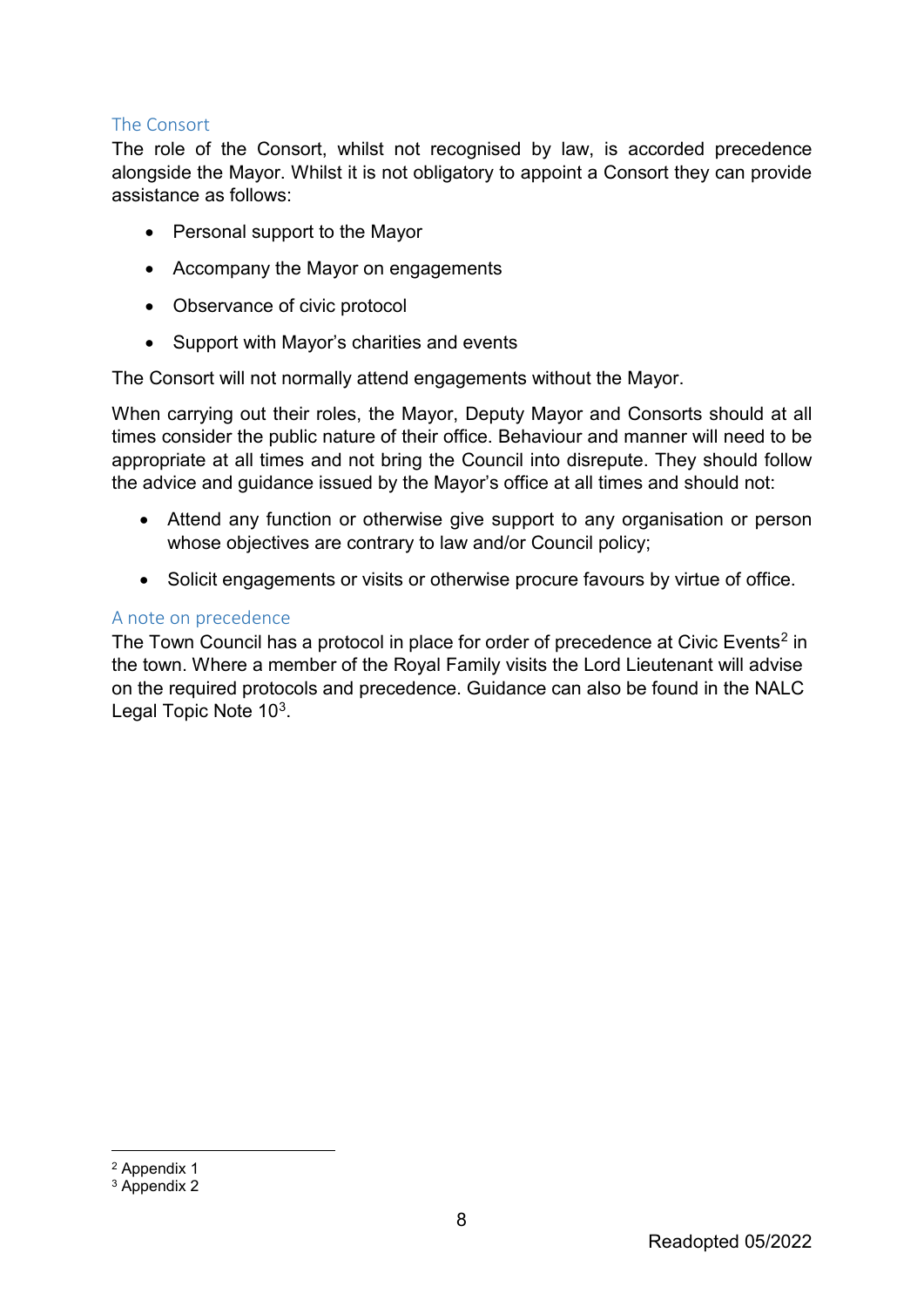### The Consort

The role of the Consort, whilst not recognised by law, is accorded precedence alongside the Mayor. Whilst it is not obligatory to appoint a Consort they can provide assistance as follows:

- Personal support to the Mayor
- Accompany the Mayor on engagements
- Observance of civic protocol
- Support with Mayor's charities and events

The Consort will not normally attend engagements without the Mayor.

When carrying out their roles, the Mayor, Deputy Mayor and Consorts should at all times consider the public nature of their office. Behaviour and manner will need to be appropriate at all times and not bring the Council into disrepute. They should follow the advice and guidance issued by the Mayor's office at all times and should not:

- Attend any function or otherwise give support to any organisation or person whose objectives are contrary to law and/or Council policy;
- Solicit engagements or visits or otherwise procure favours by virtue of office.

### A note on precedence

The Town Council has a protocol in place for order of precedence at Civic Events[2] in the town. Where a member of the Royal Family visits the Lord Lieutenant will advise on the required protocols and precedence. Guidance can also be found in the NALC Legal Topic Note 10[3].

[2] Appendix 1

[3] Appendix 2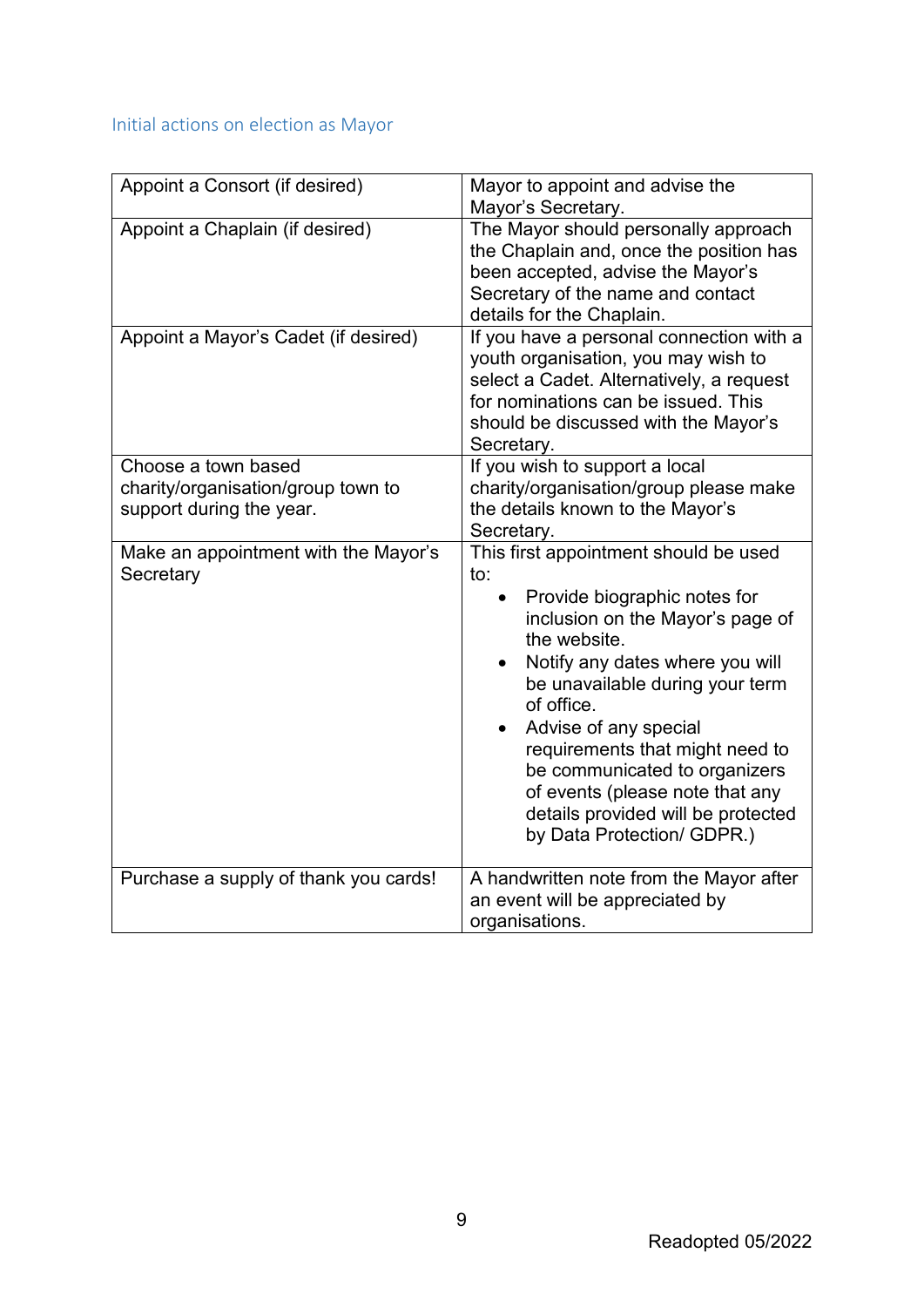## Initial actions on election as Mayor

| | |
|---|---|
| Appoint a Consort (if desired) | Mayor to appoint and advise the Mayor's Secretary. |
| Appoint a Chaplain (if desired) | The Mayor should personally approach the Chaplain and, once the position has been accepted, advise the Mayor's Secretary of the name and contact details for the Chaplain. |
| Appoint a Mayor's Cadet (if desired) | If you have a personal connection with a youth organisation, you may wish to select a Cadet. Alternatively, a request for nominations can be issued. This should be discussed with the Mayor's Secretary. |
| Choose a town based charity/organisation/group town to support during the year. | If you wish to support a local charity/organisation/group please make the details known to the Mayor's Secretary. |
| Make an appointment with the Mayor's Secretary | This first appointment should be used to:<br>• Provide biographic notes for inclusion on the Mayor's page of the website.<br>• Notify any dates where you will be unavailable during your term of office.<br>• Advise of any special requirements that might need to be communicated to organizers of events (please note that any details provided will be protected by Data Protection/ GDPR.) |
| Purchase a supply of thank you cards! | A handwritten note from the Mayor after an event will be appreciated by organisations. |

Readopted 05/2022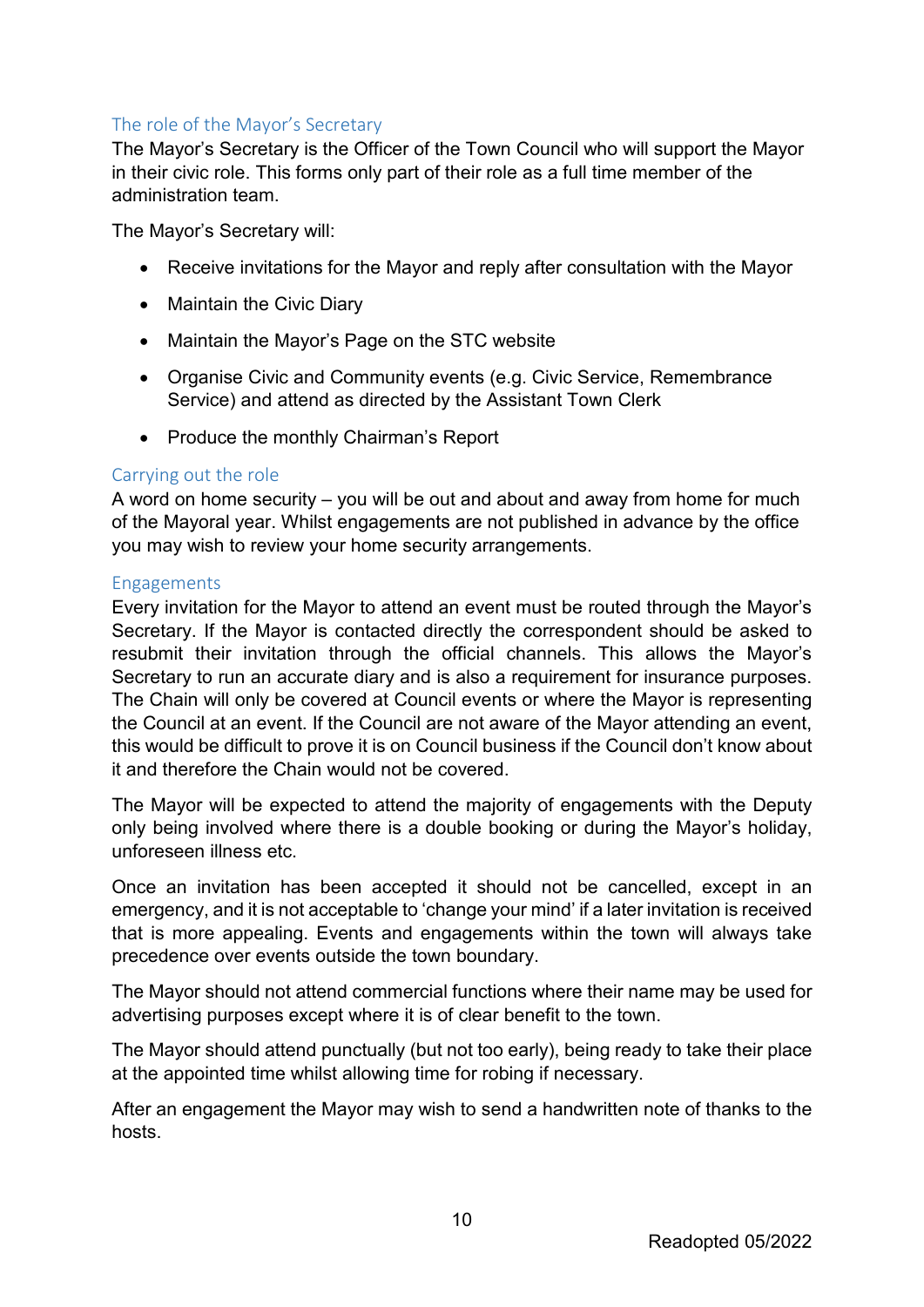## The role of the Mayor's Secretary

The Mayor's Secretary is the Officer of the Town Council who will support the Mayor in their civic role. This forms only part of their role as a full time member of the administration team.

The Mayor's Secretary will:

- Receive invitations for the Mayor and reply after consultation with the Mayor
- Maintain the Civic Diary
- Maintain the Mayor's Page on the STC website
- Organise Civic and Community events (e.g. Civic Service, Remembrance Service) and attend as directed by the Assistant Town Clerk
- Produce the monthly Chairman's Report

## Carrying out the role

A word on home security – you will be out and about and away from home for much of the Mayoral year. Whilst engagements are not published in advance by the office you may wish to review your home security arrangements.

## Engagements

Every invitation for the Mayor to attend an event must be routed through the Mayor's Secretary. If the Mayor is contacted directly the correspondent should be asked to resubmit their invitation through the official channels. This allows the Mayor's Secretary to run an accurate diary and is also a requirement for insurance purposes. The Chain will only be covered at Council events or where the Mayor is representing the Council at an event. If the Council are not aware of the Mayor attending an event, this would be difficult to prove it is on Council business if the Council don't know about it and therefore the Chain would not be covered.

The Mayor will be expected to attend the majority of engagements with the Deputy only being involved where there is a double booking or during the Mayor's holiday, unforeseen illness etc.

Once an invitation has been accepted it should not be cancelled, except in an emergency, and it is not acceptable to 'change your mind' if a later invitation is received that is more appealing. Events and engagements within the town will always take precedence over events outside the town boundary.

The Mayor should not attend commercial functions where their name may be used for advertising purposes except where it is of clear benefit to the town.

The Mayor should attend punctually (but not too early), being ready to take their place at the appointed time whilst allowing time for robing if necessary.

After an engagement the Mayor may wish to send a handwritten note of thanks to the hosts.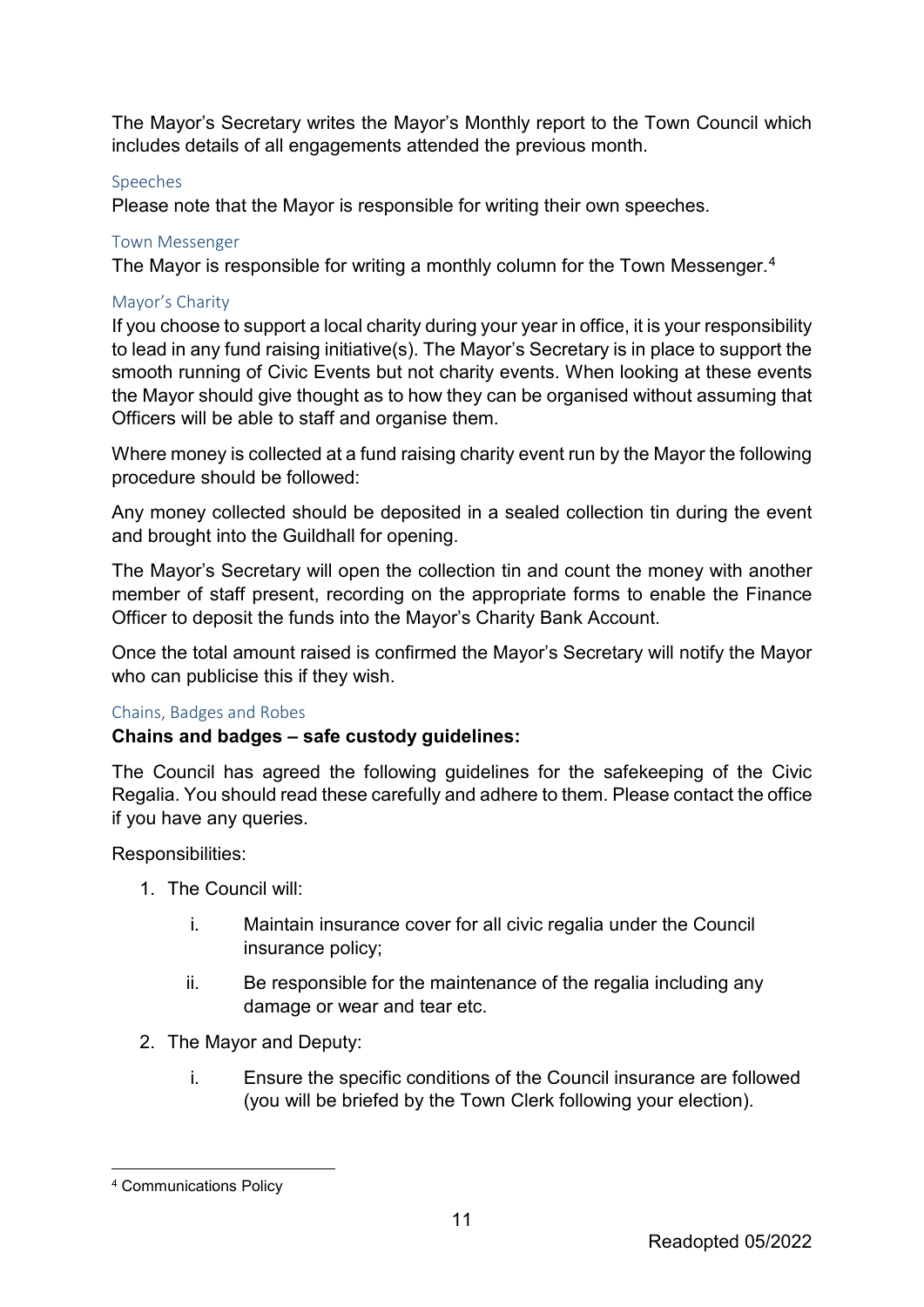The Mayor's Secretary writes the Mayor's Monthly report to the Town Council which includes details of all engagements attended the previous month.

### Speeches

Please note that the Mayor is responsible for writing their own speeches.

### Town Messenger

The Mayor is responsible for writing a monthly column for the Town Messenger.[4]

### Mayor's Charity

If you choose to support a local charity during your year in office, it is your responsibility to lead in any fund raising initiative(s). The Mayor's Secretary is in place to support the smooth running of Civic Events but not charity events. When looking at these events the Mayor should give thought as to how they can be organised without assuming that Officers will be able to staff and organise them.

Where money is collected at a fund raising charity event run by the Mayor the following procedure should be followed:

Any money collected should be deposited in a sealed collection tin during the event and brought into the Guildhall for opening.

The Mayor's Secretary will open the collection tin and count the money with another member of staff present, recording on the appropriate forms to enable the Finance Officer to deposit the funds into the Mayor's Charity Bank Account.

Once the total amount raised is confirmed the Mayor's Secretary will notify the Mayor who can publicise this if they wish.

### Chains, Badges and Robes

**Chains and badges – safe custody guidelines:**

The Council has agreed the following guidelines for the safekeeping of the Civic Regalia. You should read these carefully and adhere to them. Please contact the office if you have any queries.

Responsibilities:

1. The Council will:
   i. Maintain insurance cover for all civic regalia under the Council insurance policy;
   ii. Be responsible for the maintenance of the regalia including any damage or wear and tear etc.
2. The Mayor and Deputy:
   i. Ensure the specific conditions of the Council insurance are followed (you will be briefed by the Town Clerk following your election).

---

[4] Communications Policy

Readopted 05/2022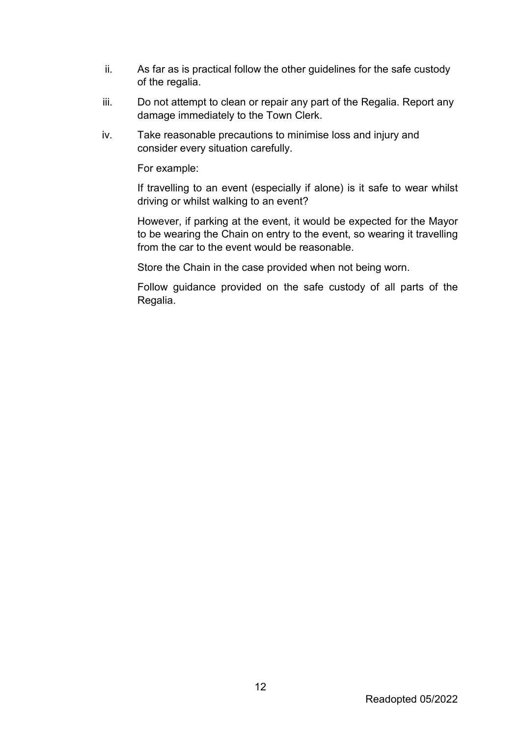ii. As far as is practical follow the other guidelines for the safe custody of the regalia.

iii. Do not attempt to clean or repair any part of the Regalia. Report any damage immediately to the Town Clerk.

iv. Take reasonable precautions to minimise loss and injury and consider every situation carefully.

    For example:

    If travelling to an event (especially if alone) is it safe to wear whilst driving or whilst walking to an event?

    However, if parking at the event, it would be expected for the Mayor to be wearing the Chain on entry to the event, so wearing it travelling from the car to the event would be reasonable.

    Store the Chain in the case provided when not being worn.

    Follow guidance provided on the safe custody of all parts of the Regalia.

Readopted 05/2022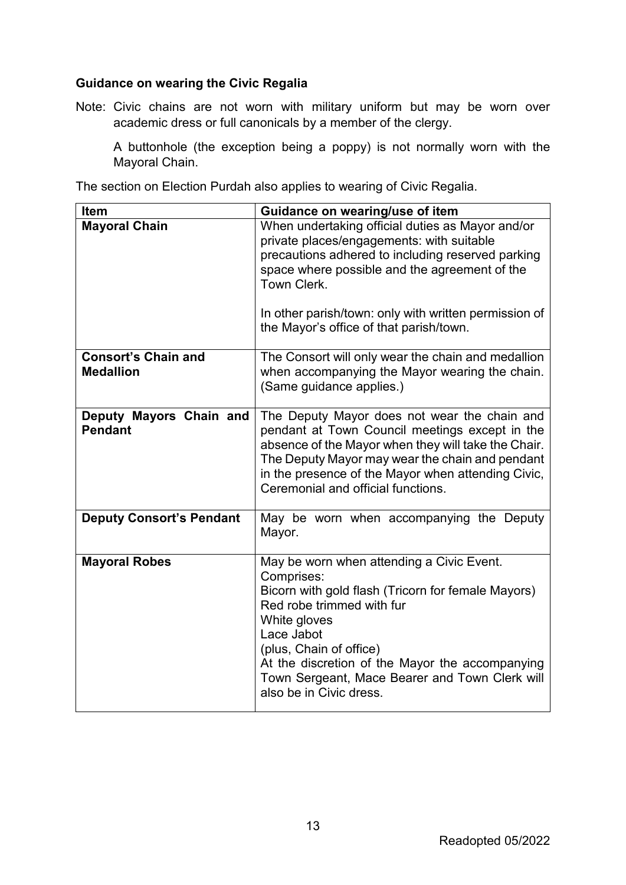### Guidance on wearing the Civic Regalia

Note: Civic chains are not worn with military uniform but may be worn over academic dress or full canonicals by a member of the clergy.

A buttonhole (the exception being a poppy) is not normally worn with the Mayoral Chain.

The section on Election Purdah also applies to wearing of Civic Regalia.

| Item | Guidance on wearing/use of item |
|---|---|
| **Mayoral Chain** | When undertaking official duties as Mayor and/or private places/engagements: with suitable precautions adhered to including reserved parking space where possible and the agreement of the Town Clerk.<br><br>In other parish/town: only with written permission of the Mayor's office of that parish/town. |
| **Consort's Chain and Medallion** | The Consort will only wear the chain and medallion when accompanying the Mayor wearing the chain. (Same guidance applies.) |
| **Deputy Mayors Chain and Pendant** | The Deputy Mayor does not wear the chain and pendant at Town Council meetings except in the absence of the Mayor when they will take the Chair. The Deputy Mayor may wear the chain and pendant in the presence of the Mayor when attending Civic, Ceremonial and official functions. |
| **Deputy Consort's Pendant** | May be worn when accompanying the Deputy Mayor. |
| **Mayoral Robes** | May be worn when attending a Civic Event.<br>Comprises:<br>Bicorn with gold flash (Tricorn for female Mayors)<br>Red robe trimmed with fur<br>White gloves<br>Lace Jabot<br>(plus, Chain of office)<br>At the discretion of the Mayor the accompanying Town Sergeant, Mace Bearer and Town Clerk will also be in Civic dress. |

Readopted 05/2022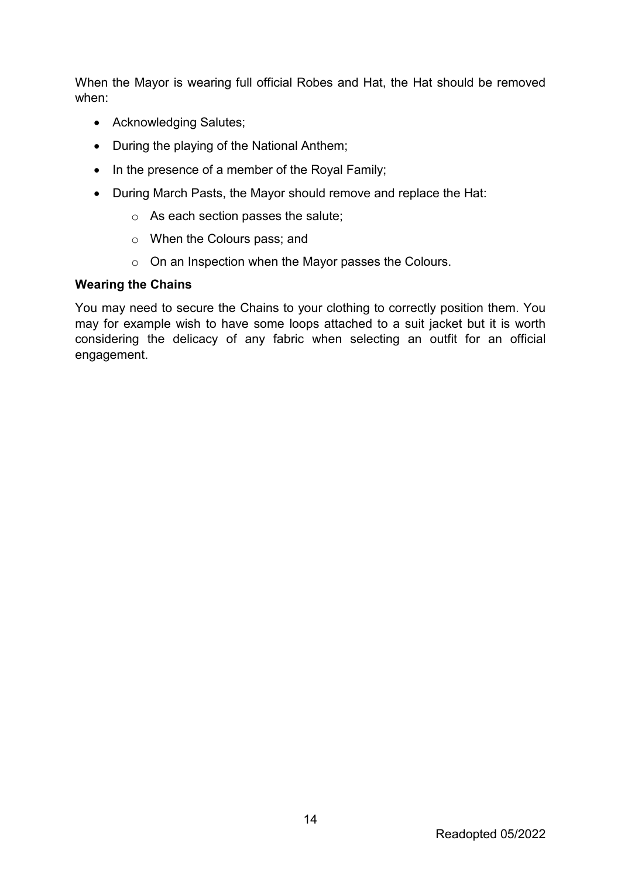When the Mayor is wearing full official Robes and Hat, the Hat should be removed when:

- Acknowledging Salutes;
- During the playing of the National Anthem;
- In the presence of a member of the Royal Family;
- During March Pasts, the Mayor should remove and replace the Hat:
  - As each section passes the salute;
  - When the Colours pass; and
  - On an Inspection when the Mayor passes the Colours.

**Wearing the Chains**

You may need to secure the Chains to your clothing to correctly position them. You may for example wish to have some loops attached to a suit jacket but it is worth considering the delicacy of any fabric when selecting an outfit for an official engagement.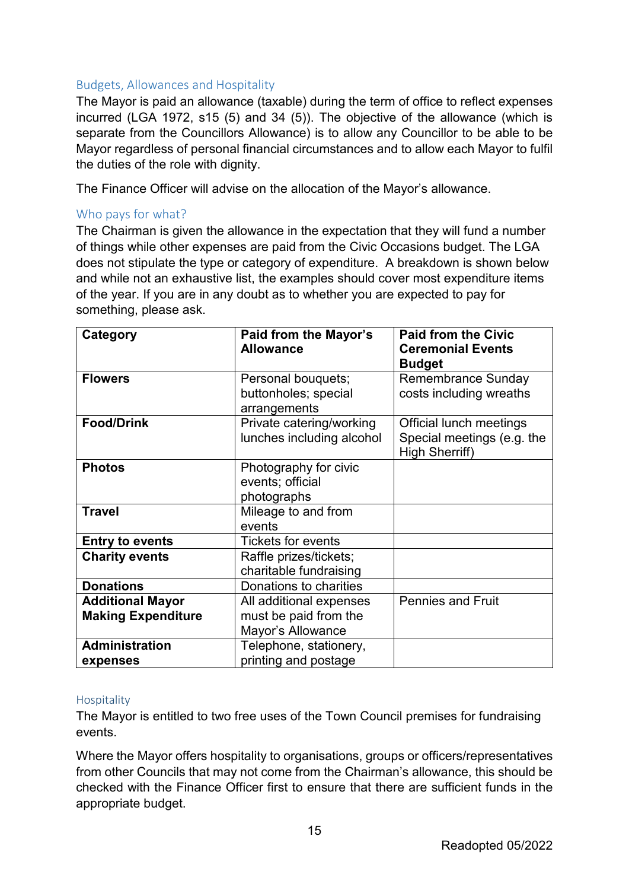## Budgets, Allowances and Hospitality

The Mayor is paid an allowance (taxable) during the term of office to reflect expenses incurred (LGA 1972, s15 (5) and 34 (5)). The objective of the allowance (which is separate from the Councillors Allowance) is to allow any Councillor to be able to be Mayor regardless of personal financial circumstances and to allow each Mayor to fulfil the duties of the role with dignity.

The Finance Officer will advise on the allocation of the Mayor's allowance.

## Who pays for what?

The Chairman is given the allowance in the expectation that they will fund a number of things while other expenses are paid from the Civic Occasions budget. The LGA does not stipulate the type or category of expenditure. A breakdown is shown below and while not an exhaustive list, the examples should cover most expenditure items of the year. If you are in any doubt as to whether you are expected to pay for something, please ask.

| Category | Paid from the Mayor's Allowance | Paid from the Civic Ceremonial Events Budget |
|---|---|---|
| **Flowers** | Personal bouquets; buttonholes; special arrangements | Remembrance Sunday costs including wreaths |
| **Food/Drink** | Private catering/working lunches including alcohol | Official lunch meetings Special meetings (e.g. the High Sherriff) |
| **Photos** | Photography for civic events; official photographs | |
| **Travel** | Mileage to and from events | |
| **Entry to events** | Tickets for events | |
| **Charity events** | Raffle prizes/tickets; charitable fundraising | |
| **Donations** | Donations to charities | |
| **Additional Mayor Making Expenditure** | All additional expenses must be paid from the Mayor's Allowance | Pennies and Fruit |
| **Administration expenses** | Telephone, stationery, printing and postage | |

## Hospitality

The Mayor is entitled to two free uses of the Town Council premises for fundraising events.

Where the Mayor offers hospitality to organisations, groups or officers/representatives from other Councils that may not come from the Chairman's allowance, this should be checked with the Finance Officer first to ensure that there are sufficient funds in the appropriate budget.

Readopted 05/2022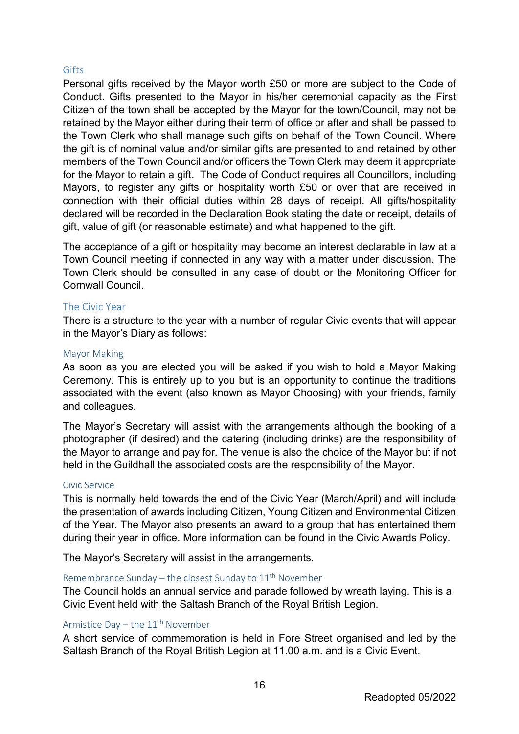## Gifts

Personal gifts received by the Mayor worth £50 or more are subject to the Code of Conduct. Gifts presented to the Mayor in his/her ceremonial capacity as the First Citizen of the town shall be accepted by the Mayor for the town/Council, may not be retained by the Mayor either during their term of office or after and shall be passed to the Town Clerk who shall manage such gifts on behalf of the Town Council. Where the gift is of nominal value and/or similar gifts are presented to and retained by other members of the Town Council and/or officers the Town Clerk may deem it appropriate for the Mayor to retain a gift. The Code of Conduct requires all Councillors, including Mayors, to register any gifts or hospitality worth £50 or over that are received in connection with their official duties within 28 days of receipt. All gifts/hospitality declared will be recorded in the Declaration Book stating the date or receipt, details of gift, value of gift (or reasonable estimate) and what happened to the gift.

The acceptance of a gift or hospitality may become an interest declarable in law at a Town Council meeting if connected in any way with a matter under discussion. The Town Clerk should be consulted in any case of doubt or the Monitoring Officer for Cornwall Council.

## The Civic Year

There is a structure to the year with a number of regular Civic events that will appear in the Mayor's Diary as follows:

### Mayor Making

As soon as you are elected you will be asked if you wish to hold a Mayor Making Ceremony. This is entirely up to you but is an opportunity to continue the traditions associated with the event (also known as Mayor Choosing) with your friends, family and colleagues.

The Mayor's Secretary will assist with the arrangements although the booking of a photographer (if desired) and the catering (including drinks) are the responsibility of the Mayor to arrange and pay for. The venue is also the choice of the Mayor but if not held in the Guildhall the associated costs are the responsibility of the Mayor.

### Civic Service

This is normally held towards the end of the Civic Year (March/April) and will include the presentation of awards including Citizen, Young Citizen and Environmental Citizen of the Year. The Mayor also presents an award to a group that has entertained them during their year in office. More information can be found in the Civic Awards Policy.

The Mayor's Secretary will assist in the arrangements.

### Remembrance Sunday – the closest Sunday to 11th November

The Council holds an annual service and parade followed by wreath laying. This is a Civic Event held with the Saltash Branch of the Royal British Legion.

### Armistice Day – the 11th November

A short service of commemoration is held in Fore Street organised and led by the Saltash Branch of the Royal British Legion at 11.00 a.m. and is a Civic Event.

Readopted 05/2022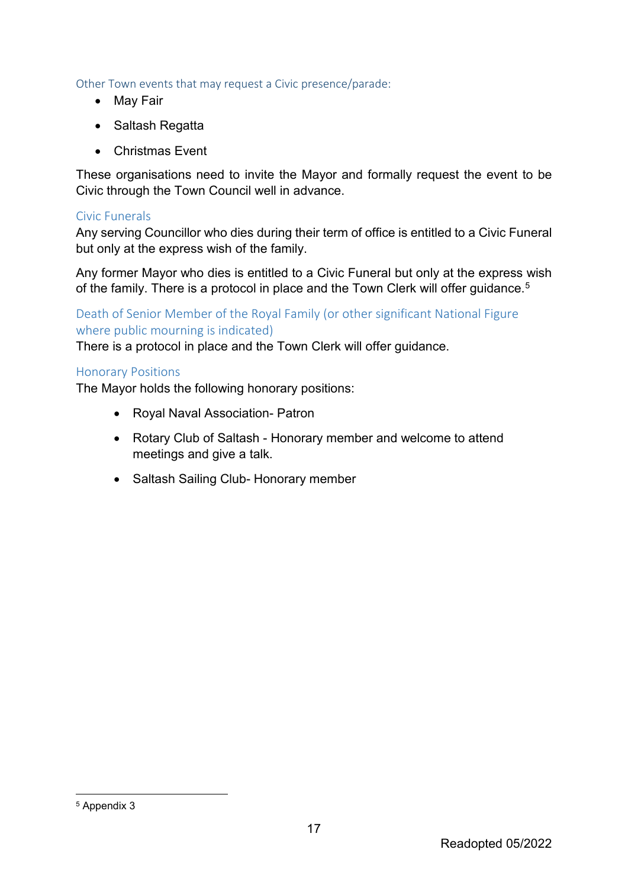### Other Town events that may request a Civic presence/parade:

- May Fair
- Saltash Regatta
- Christmas Event

These organisations need to invite the Mayor and formally request the event to be Civic through the Town Council well in advance.

### Civic Funerals

Any serving Councillor who dies during their term of office is entitled to a Civic Funeral but only at the express wish of the family.

Any former Mayor who dies is entitled to a Civic Funeral but only at the express wish of the family. There is a protocol in place and the Town Clerk will offer guidance.[5]

### Death of Senior Member of the Royal Family (or other significant National Figure where public mourning is indicated)

There is a protocol in place and the Town Clerk will offer guidance.

### Honorary Positions

The Mayor holds the following honorary positions:

- Royal Naval Association- Patron
- Rotary Club of Saltash - Honorary member and welcome to attend meetings and give a talk.
- Saltash Sailing Club- Honorary member

---

[5] Appendix 3

Readopted 05/2022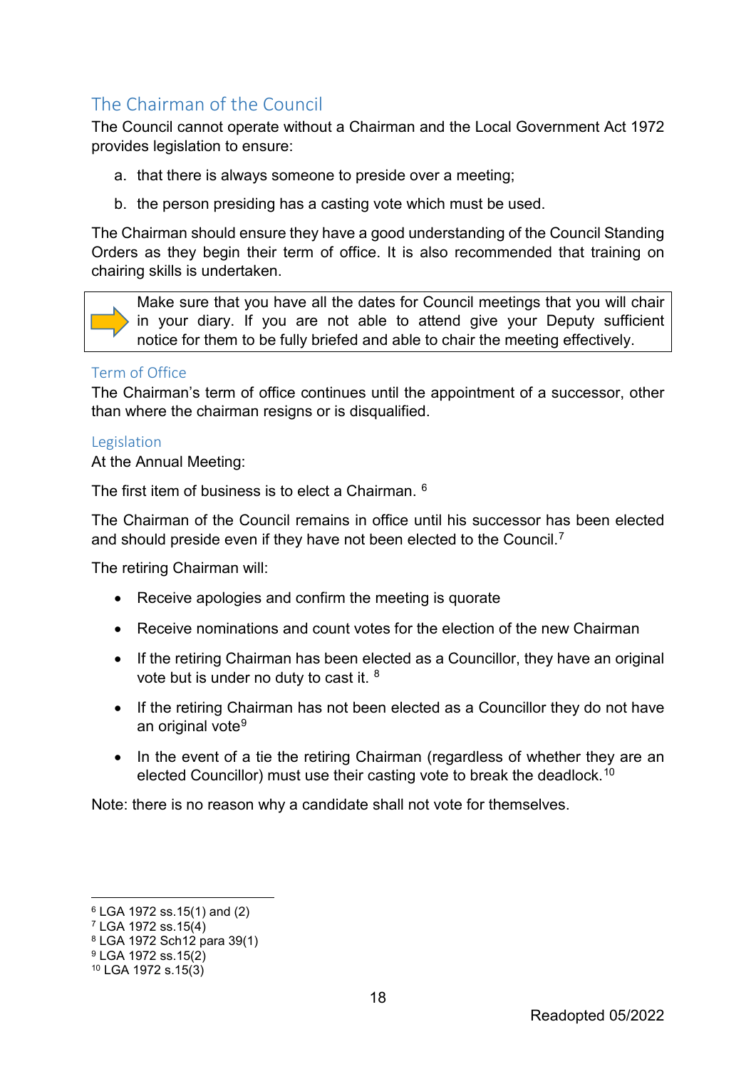## The Chairman of the Council

The Council cannot operate without a Chairman and the Local Government Act 1972 provides legislation to ensure:

a. that there is always someone to preside over a meeting;

b. the person presiding has a casting vote which must be used.

The Chairman should ensure they have a good understanding of the Council Standing Orders as they begin their term of office. It is also recommended that training on chairing skills is undertaken.

> Make sure that you have all the dates for Council meetings that you will chair in your diary. If you are not able to attend give your Deputy sufficient notice for them to be fully briefed and able to chair the meeting effectively.

### Term of Office

The Chairman's term of office continues until the appointment of a successor, other than where the chairman resigns or is disqualified.

### Legislation

At the Annual Meeting:

The first item of business is to elect a Chairman. [6]

The Chairman of the Council remains in office until his successor has been elected and should preside even if they have not been elected to the Council.[7]

The retiring Chairman will:

- Receive apologies and confirm the meeting is quorate
- Receive nominations and count votes for the election of the new Chairman
- If the retiring Chairman has been elected as a Councillor, they have an original vote but is under no duty to cast it. [8]
- If the retiring Chairman has not been elected as a Councillor they do not have an original vote[9]
- In the event of a tie the retiring Chairman (regardless of whether they are an elected Councillor) must use their casting vote to break the deadlock.[10]

Note: there is no reason why a candidate shall not vote for themselves.

---

[6] LGA 1972 ss.15(1) and (2)
[7] LGA 1972 ss.15(4)
[8] LGA 1972 Sch12 para 39(1)
[9] LGA 1972 ss.15(2)
[10] LGA 1972 s.15(3)

Readopted 05/2022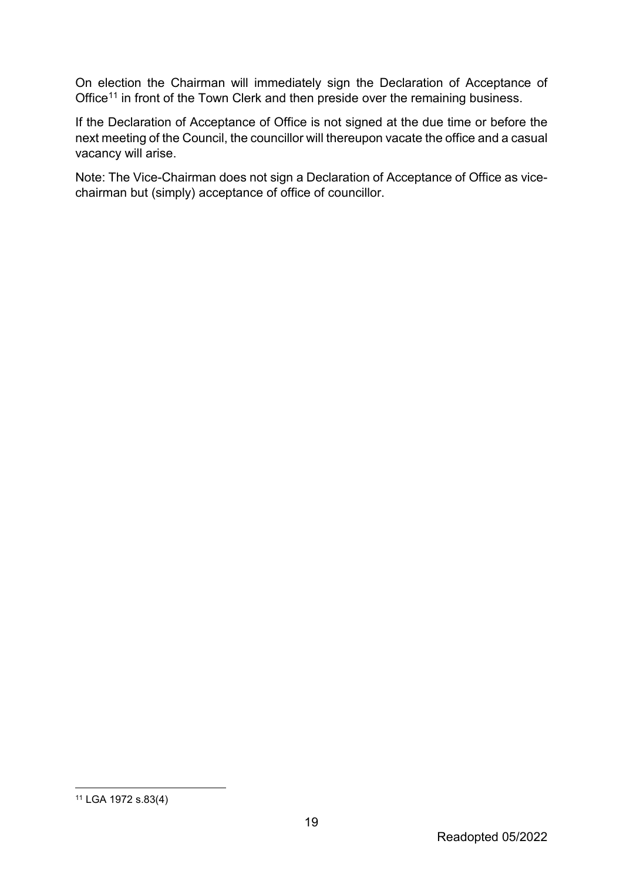On election the Chairman will immediately sign the Declaration of Acceptance of Office[11] in front of the Town Clerk and then preside over the remaining business.

If the Declaration of Acceptance of Office is not signed at the due time or before the next meeting of the Council, the councillor will thereupon vacate the office and a casual vacancy will arise.

Note: The Vice-Chairman does not sign a Declaration of Acceptance of Office as vice-chairman but (simply) acceptance of office of councillor.

[11] LGA 1972 s.83(4)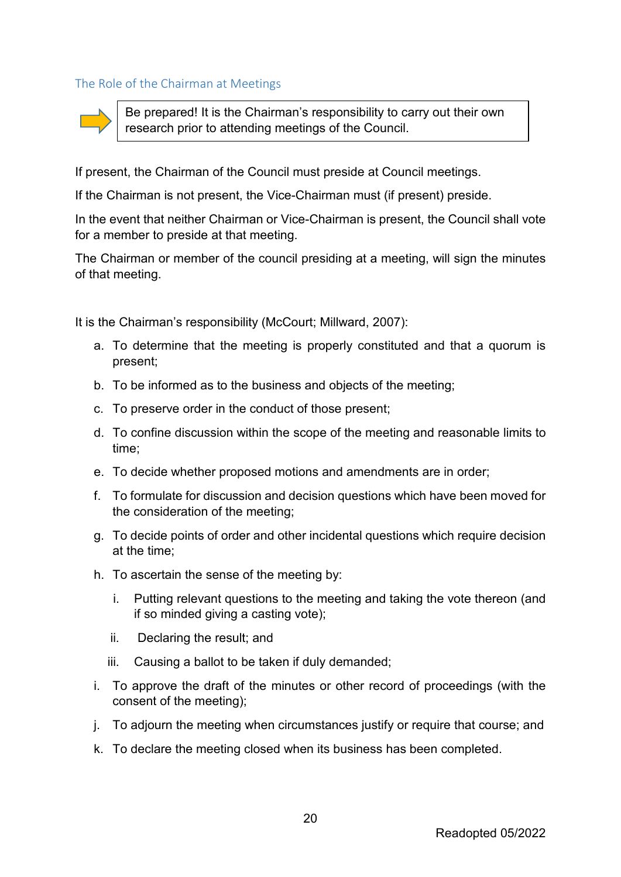## The Role of the Chairman at Meetings

> Be prepared! It is the Chairman's responsibility to carry out their own research prior to attending meetings of the Council.

If present, the Chairman of the Council must preside at Council meetings.

If the Chairman is not present, the Vice-Chairman must (if present) preside.

In the event that neither Chairman or Vice-Chairman is present, the Council shall vote for a member to preside at that meeting.

The Chairman or member of the council presiding at a meeting, will sign the minutes of that meeting.

It is the Chairman's responsibility (McCourt; Millward, 2007):

a. To determine that the meeting is properly constituted and that a quorum is present;
b. To be informed as to the business and objects of the meeting;
c. To preserve order in the conduct of those present;
d. To confine discussion within the scope of the meeting and reasonable limits to time;
e. To decide whether proposed motions and amendments are in order;
f. To formulate for discussion and decision questions which have been moved for the consideration of the meeting;
g. To decide points of order and other incidental questions which require decision at the time;
h. To ascertain the sense of the meeting by:
    i. Putting relevant questions to the meeting and taking the vote thereon (and if so minded giving a casting vote);
    ii. Declaring the result; and
    iii. Causing a ballot to be taken if duly demanded;
i. To approve the draft of the minutes or other record of proceedings (with the consent of the meeting);
j. To adjourn the meeting when circumstances justify or require that course; and
k. To declare the meeting closed when its business has been completed.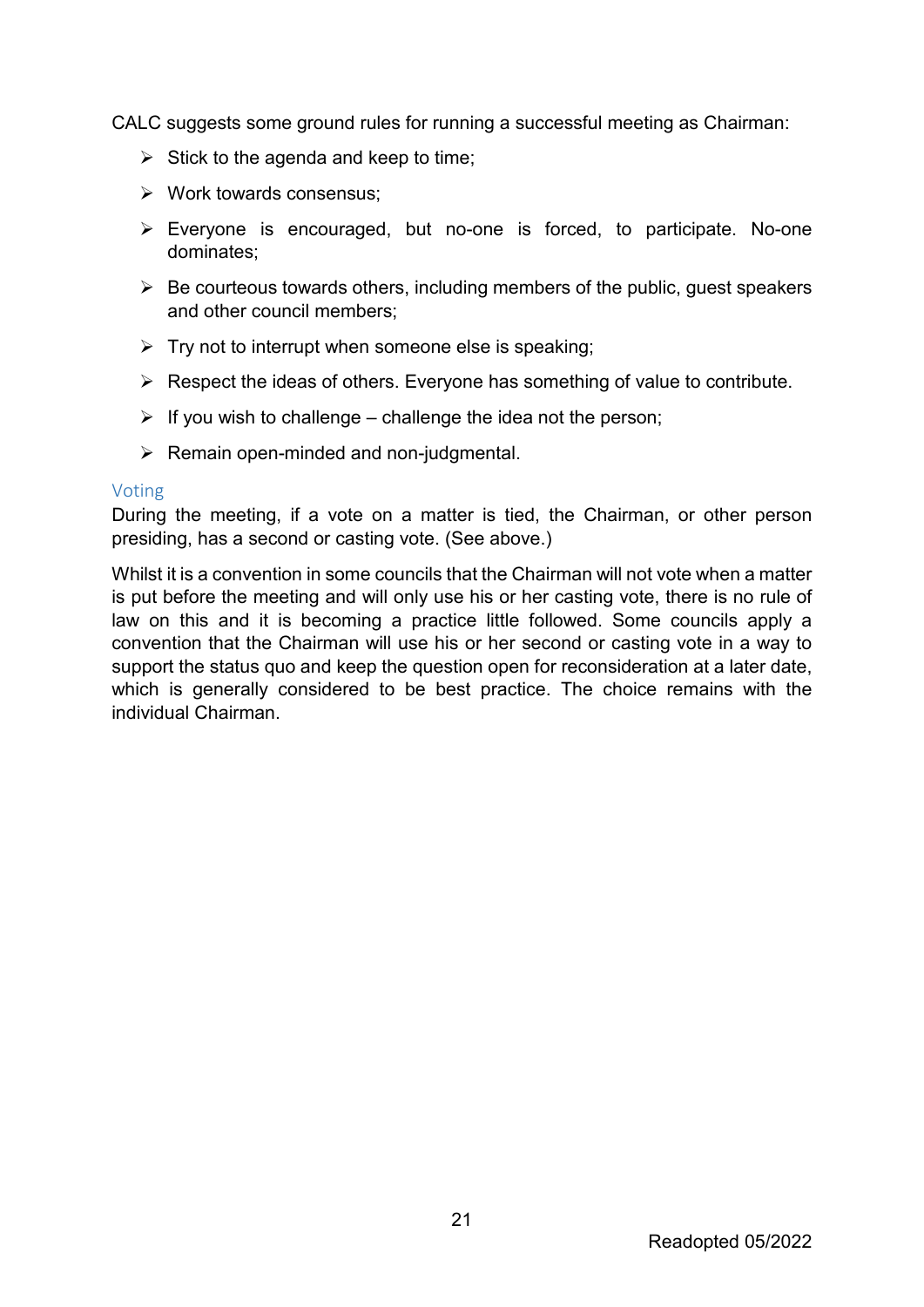CALC suggests some ground rules for running a successful meeting as Chairman:

- Stick to the agenda and keep to time;
- Work towards consensus;
- Everyone is encouraged, but no-one is forced, to participate. No-one dominates;
- Be courteous towards others, including members of the public, guest speakers and other council members;
- Try not to interrupt when someone else is speaking;
- Respect the ideas of others. Everyone has something of value to contribute.
- If you wish to challenge – challenge the idea not the person;
- Remain open-minded and non-judgmental.

### Voting

During the meeting, if a vote on a matter is tied, the Chairman, or other person presiding, has a second or casting vote. (See above.)

Whilst it is a convention in some councils that the Chairman will not vote when a matter is put before the meeting and will only use his or her casting vote, there is no rule of law on this and it is becoming a practice little followed. Some councils apply a convention that the Chairman will use his or her second or casting vote in a way to support the status quo and keep the question open for reconsideration at a later date, which is generally considered to be best practice. The choice remains with the individual Chairman.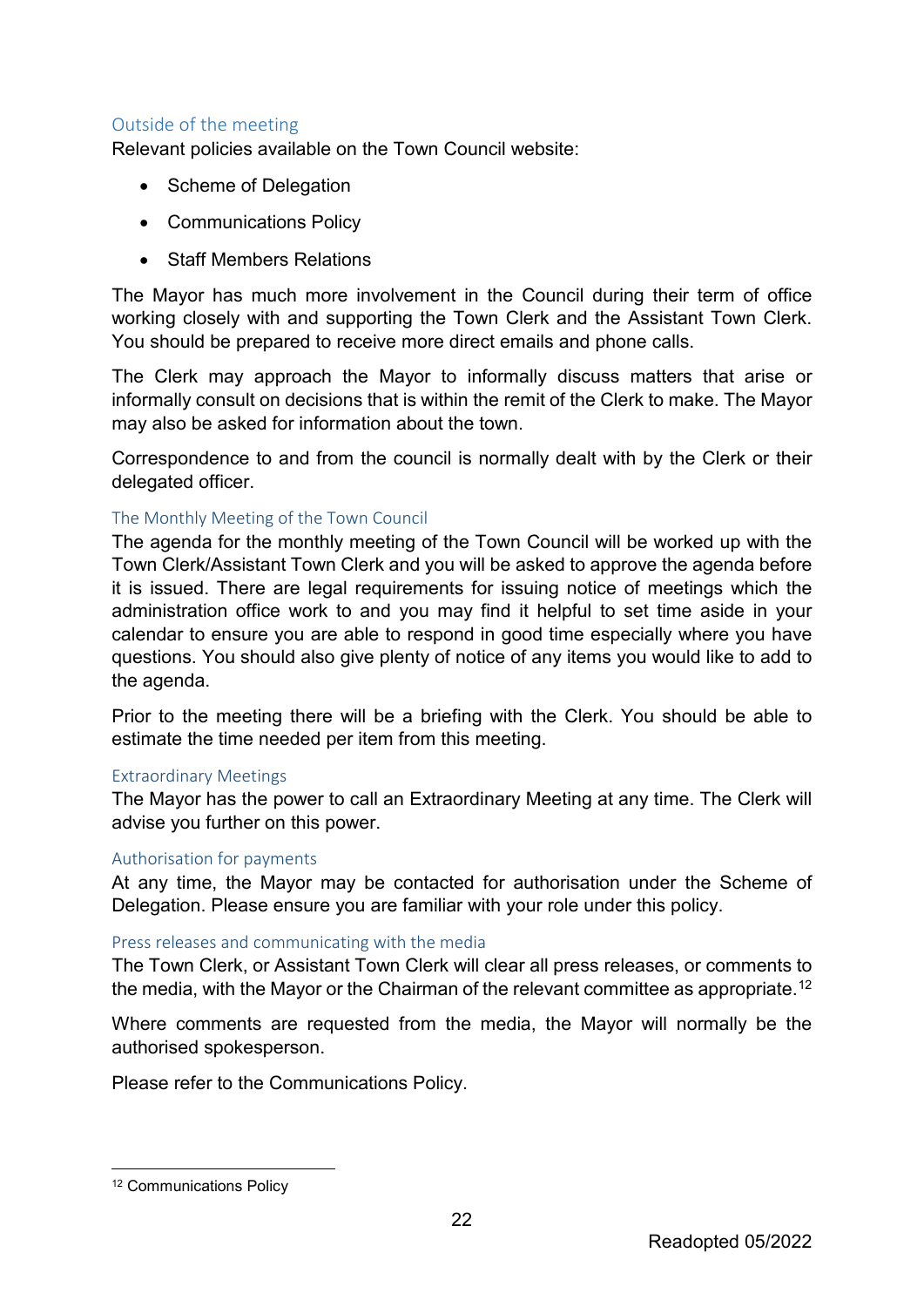### Outside of the meeting

Relevant policies available on the Town Council website:

- Scheme of Delegation
- Communications Policy
- Staff Members Relations

The Mayor has much more involvement in the Council during their term of office working closely with and supporting the Town Clerk and the Assistant Town Clerk. You should be prepared to receive more direct emails and phone calls.

The Clerk may approach the Mayor to informally discuss matters that arise or informally consult on decisions that is within the remit of the Clerk to make. The Mayor may also be asked for information about the town.

Correspondence to and from the council is normally dealt with by the Clerk or their delegated officer.

### The Monthly Meeting of the Town Council

The agenda for the monthly meeting of the Town Council will be worked up with the Town Clerk/Assistant Town Clerk and you will be asked to approve the agenda before it is issued. There are legal requirements for issuing notice of meetings which the administration office work to and you may find it helpful to set time aside in your calendar to ensure you are able to respond in good time especially where you have questions. You should also give plenty of notice of any items you would like to add to the agenda.

Prior to the meeting there will be a briefing with the Clerk. You should be able to estimate the time needed per item from this meeting.

### Extraordinary Meetings

The Mayor has the power to call an Extraordinary Meeting at any time. The Clerk will advise you further on this power.

### Authorisation for payments

At any time, the Mayor may be contacted for authorisation under the Scheme of Delegation. Please ensure you are familiar with your role under this policy.

### Press releases and communicating with the media

The Town Clerk, or Assistant Town Clerk will clear all press releases, or comments to the media, with the Mayor or the Chairman of the relevant committee as appropriate.[12]

Where comments are requested from the media, the Mayor will normally be the authorised spokesperson.

Please refer to the Communications Policy.

[12] Communications Policy

Readopted 05/2022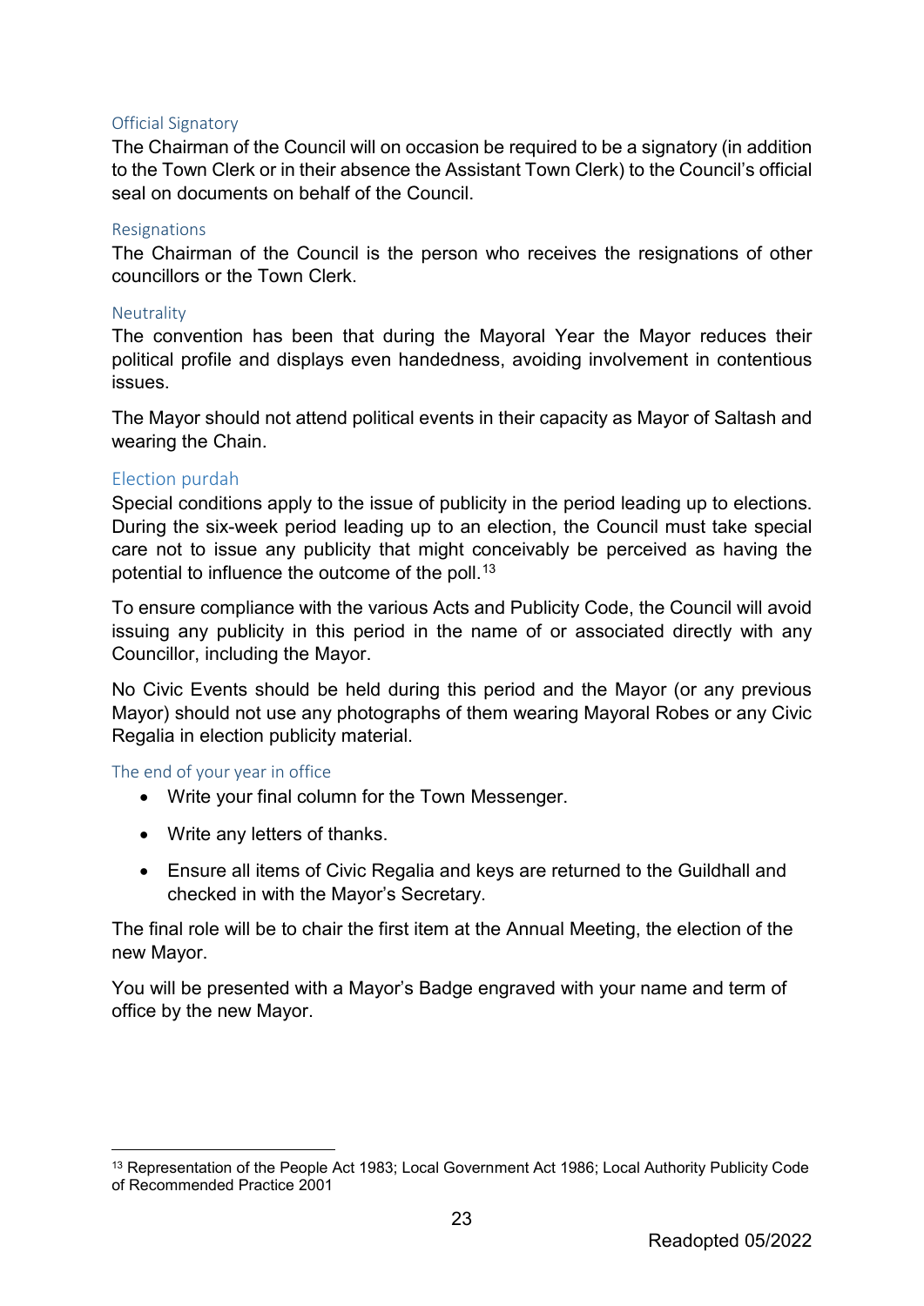### Official Signatory

The Chairman of the Council will on occasion be required to be a signatory (in addition to the Town Clerk or in their absence the Assistant Town Clerk) to the Council's official seal on documents on behalf of the Council.

### Resignations

The Chairman of the Council is the person who receives the resignations of other councillors or the Town Clerk.

### Neutrality

The convention has been that during the Mayoral Year the Mayor reduces their political profile and displays even handedness, avoiding involvement in contentious issues.

The Mayor should not attend political events in their capacity as Mayor of Saltash and wearing the Chain.

### Election purdah

Special conditions apply to the issue of publicity in the period leading up to elections. During the six-week period leading up to an election, the Council must take special care not to issue any publicity that might conceivably be perceived as having the potential to influence the outcome of the poll.[13]

To ensure compliance with the various Acts and Publicity Code, the Council will avoid issuing any publicity in this period in the name of or associated directly with any Councillor, including the Mayor.

No Civic Events should be held during this period and the Mayor (or any previous Mayor) should not use any photographs of them wearing Mayoral Robes or any Civic Regalia in election publicity material.

### The end of your year in office

- Write your final column for the Town Messenger.
- Write any letters of thanks.
- Ensure all items of Civic Regalia and keys are returned to the Guildhall and checked in with the Mayor's Secretary.

The final role will be to chair the first item at the Annual Meeting, the election of the new Mayor.

You will be presented with a Mayor's Badge engraved with your name and term of office by the new Mayor.

---

[13] Representation of the People Act 1983; Local Government Act 1986; Local Authority Publicity Code of Recommended Practice 2001

Readopted 05/2022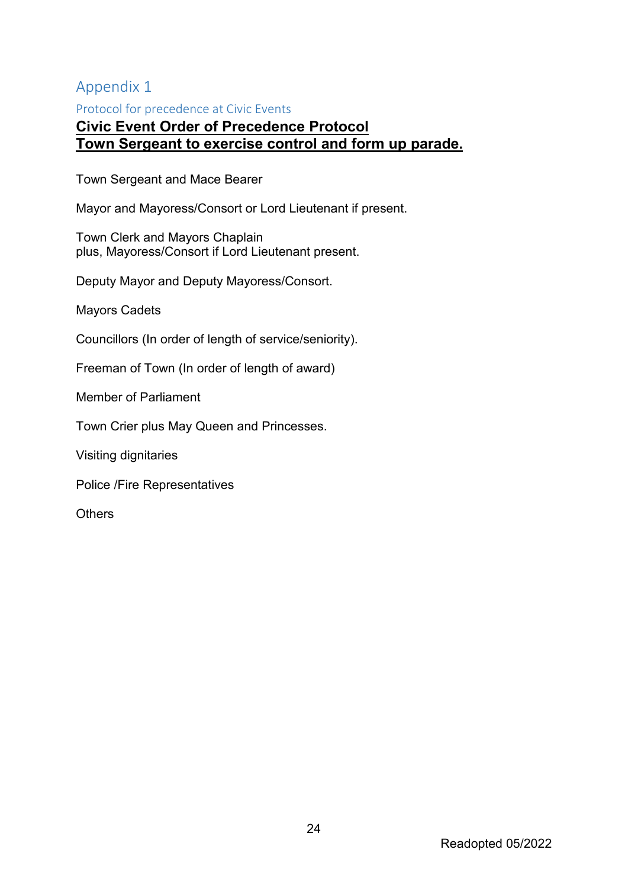# Appendix 1

## Protocol for precedence at Civic Events

**<u>Civic Event Order of Precedence Protocol</u>**
**<u>Town Sergeant to exercise control and form up parade.</u>**

Town Sergeant and Mace Bearer

Mayor and Mayoress/Consort or Lord Lieutenant if present.

Town Clerk and Mayors Chaplain
plus, Mayoress/Consort if Lord Lieutenant present.

Deputy Mayor and Deputy Mayoress/Consort.

Mayors Cadets

Councillors (In order of length of service/seniority).

Freeman of Town (In order of length of award)

Member of Parliament

Town Crier plus May Queen and Princesses.

Visiting dignitaries

Police /Fire Representatives

Others

Readopted 05/2022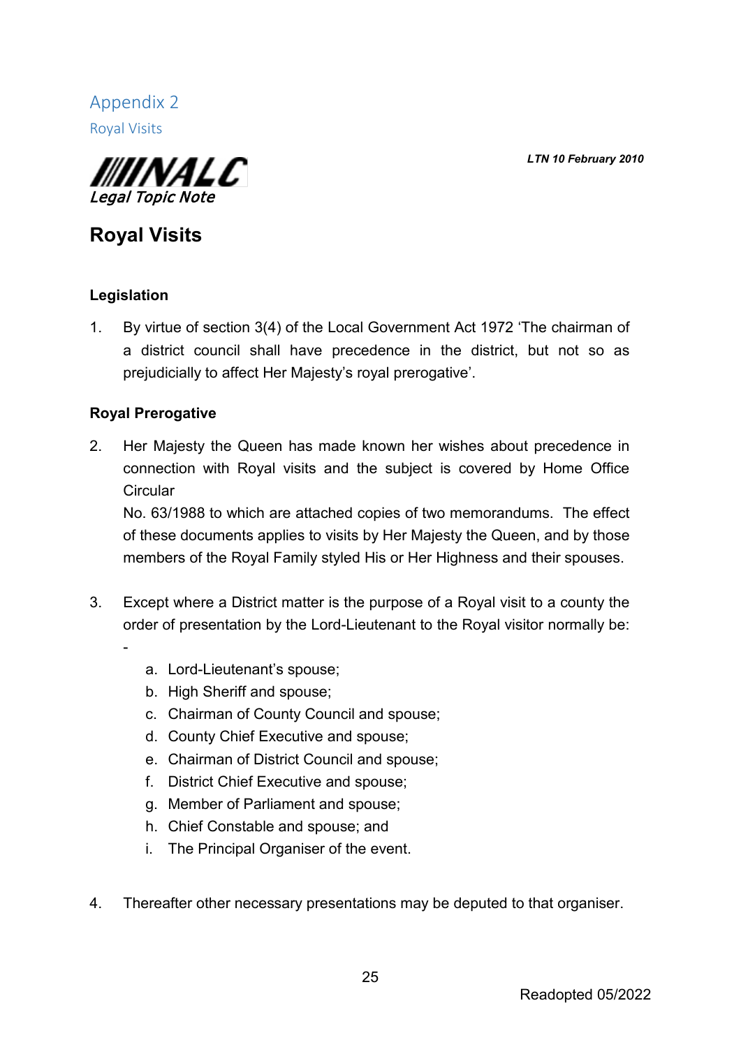# Appendix 2

Royal Visits

*LTN 10 February 2010*

NALC
*Legal Topic Note*

## Royal Visits

### Legislation

1. By virtue of section 3(4) of the Local Government Act 1972 'The chairman of a district council shall have precedence in the district, but not so as prejudicially to affect Her Majesty's royal prerogative'.

### Royal Prerogative

2. Her Majesty the Queen has made known her wishes about precedence in connection with Royal visits and the subject is covered by Home Office Circular
   No. 63/1988 to which are attached copies of two memorandums. The effect of these documents applies to visits by Her Majesty the Queen, and by those members of the Royal Family styled His or Her Highness and their spouses.

3. Except where a District matter is the purpose of a Royal visit to a county the order of presentation by the Lord-Lieutenant to the Royal visitor normally be: -

   a. Lord-Lieutenant's spouse;
   b. High Sheriff and spouse;
   c. Chairman of County Council and spouse;
   d. County Chief Executive and spouse;
   e. Chairman of District Council and spouse;
   f. District Chief Executive and spouse;
   g. Member of Parliament and spouse;
   h. Chief Constable and spouse; and
   i. The Principal Organiser of the event.

4. Thereafter other necessary presentations may be deputed to that organiser.

Readopted 05/2022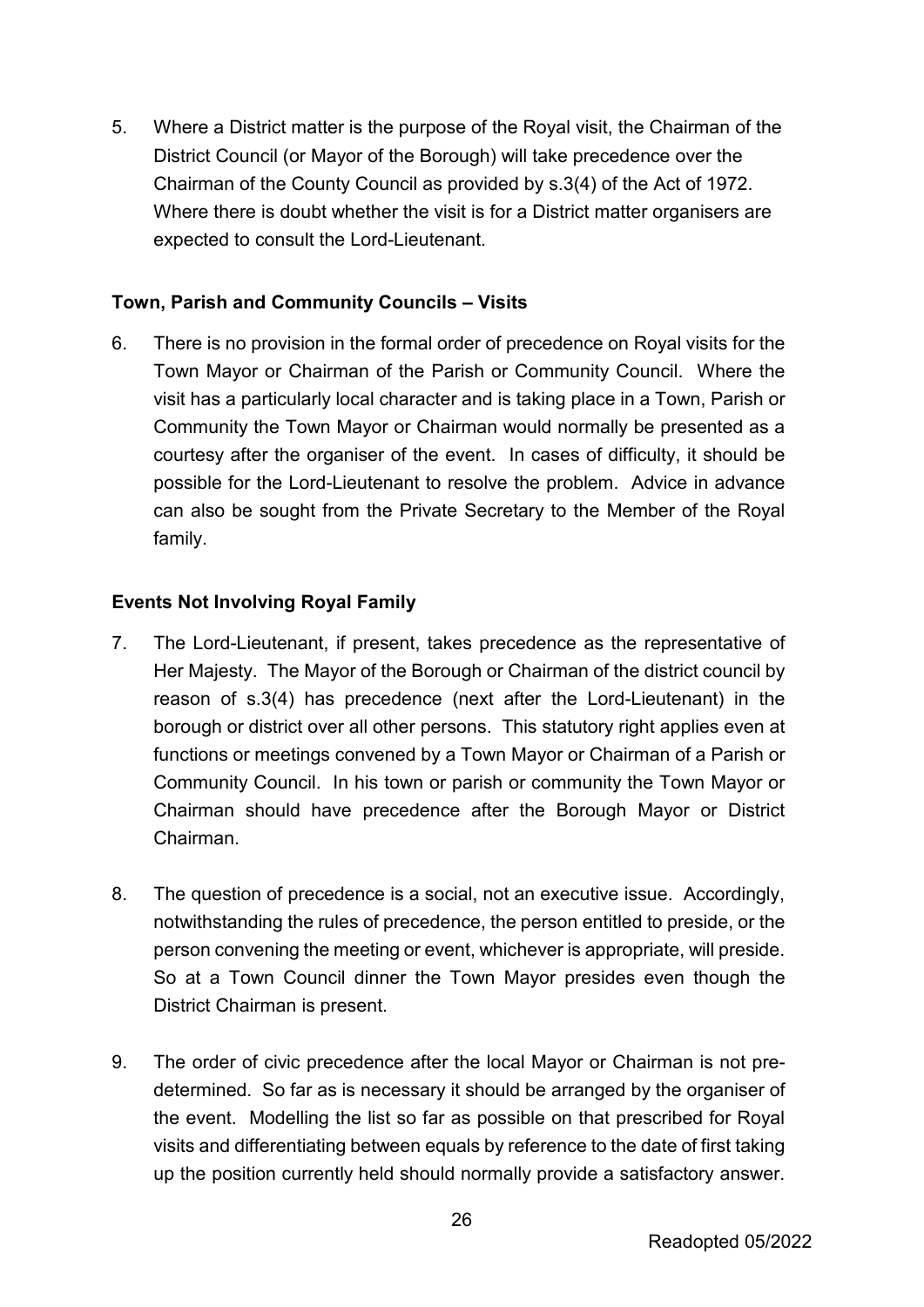5. Where a District matter is the purpose of the Royal visit, the Chairman of the District Council (or Mayor of the Borough) will take precedence over the Chairman of the County Council as provided by s.3(4) of the Act of 1972. Where there is doubt whether the visit is for a District matter organisers are expected to consult the Lord-Lieutenant.

**Town, Parish and Community Councils – Visits**

6. There is no provision in the formal order of precedence on Royal visits for the Town Mayor or Chairman of the Parish or Community Council. Where the visit has a particularly local character and is taking place in a Town, Parish or Community the Town Mayor or Chairman would normally be presented as a courtesy after the organiser of the event. In cases of difficulty, it should be possible for the Lord-Lieutenant to resolve the problem. Advice in advance can also be sought from the Private Secretary to the Member of the Royal family.

**Events Not Involving Royal Family**

7. The Lord-Lieutenant, if present, takes precedence as the representative of Her Majesty. The Mayor of the Borough or Chairman of the district council by reason of s.3(4) has precedence (next after the Lord-Lieutenant) in the borough or district over all other persons. This statutory right applies even at functions or meetings convened by a Town Mayor or Chairman of a Parish or Community Council. In his town or parish or community the Town Mayor or Chairman should have precedence after the Borough Mayor or District Chairman.

8. The question of precedence is a social, not an executive issue. Accordingly, notwithstanding the rules of precedence, the person entitled to preside, or the person convening the meeting or event, whichever is appropriate, will preside. So at a Town Council dinner the Town Mayor presides even though the District Chairman is present.

9. The order of civic precedence after the local Mayor or Chairman is not pre-determined. So far as is necessary it should be arranged by the organiser of the event. Modelling the list so far as possible on that prescribed for Royal visits and differentiating between equals by reference to the date of first taking up the position currently held should normally provide a satisfactory answer.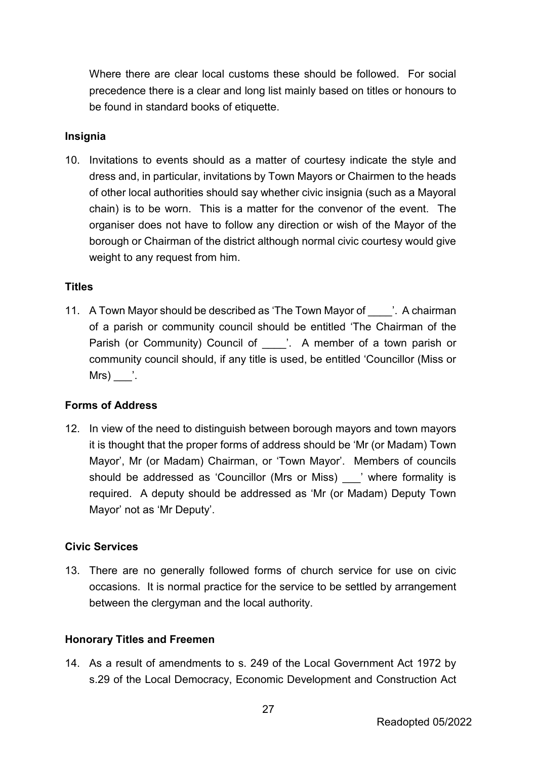Where there are clear local customs these should be followed. For social precedence there is a clear and long list mainly based on titles or honours to be found in standard books of etiquette.

## Insignia

10. Invitations to events should as a matter of courtesy indicate the style and dress and, in particular, invitations by Town Mayors or Chairmen to the heads of other local authorities should say whether civic insignia (such as a Mayoral chain) is to be worn. This is a matter for the convenor of the event. The organiser does not have to follow any direction or wish of the Mayor of the borough or Chairman of the district although normal civic courtesy would give weight to any request from him.

## Titles

11. A Town Mayor should be described as 'The Town Mayor of ____'. A chairman of a parish or community council should be entitled 'The Chairman of the Parish (or Community) Council of ____'. A member of a town parish or community council should, if any title is used, be entitled 'Councillor (Miss or Mrs) ___'.

## Forms of Address

12. In view of the need to distinguish between borough mayors and town mayors it is thought that the proper forms of address should be 'Mr (or Madam) Town Mayor', Mr (or Madam) Chairman, or 'Town Mayor'. Members of councils should be addressed as 'Councillor (Mrs or Miss) ___' where formality is required. A deputy should be addressed as 'Mr (or Madam) Deputy Town Mayor' not as 'Mr Deputy'.

## Civic Services

13. There are no generally followed forms of church service for use on civic occasions. It is normal practice for the service to be settled by arrangement between the clergyman and the local authority.

## Honorary Titles and Freemen

14. As a result of amendments to s. 249 of the Local Government Act 1972 by s.29 of the Local Democracy, Economic Development and Construction Act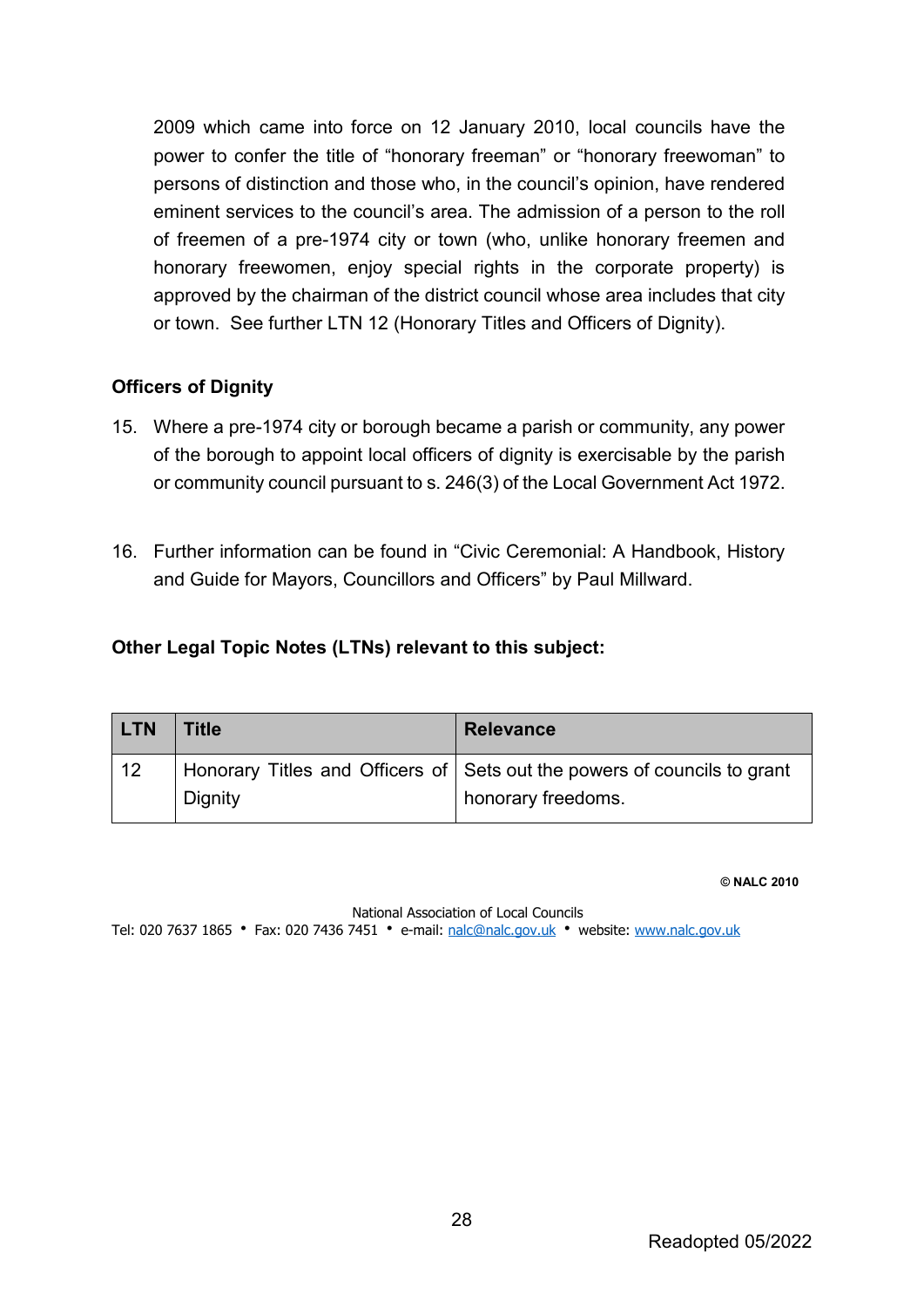2009 which came into force on 12 January 2010, local councils have the power to confer the title of "honorary freeman" or "honorary freewoman" to persons of distinction and those who, in the council's opinion, have rendered eminent services to the council's area. The admission of a person to the roll of freemen of a pre-1974 city or town (who, unlike honorary freemen and honorary freewomen, enjoy special rights in the corporate property) is approved by the chairman of the district council whose area includes that city or town. See further LTN 12 (Honorary Titles and Officers of Dignity).

### Officers of Dignity

15. Where a pre-1974 city or borough became a parish or community, any power of the borough to appoint local officers of dignity is exercisable by the parish or community council pursuant to s. 246(3) of the Local Government Act 1972.

16. Further information can be found in "Civic Ceremonial: A Handbook, History and Guide for Mayors, Councillors and Officers" by Paul Millward.

### Other Legal Topic Notes (LTNs) relevant to this subject:

| LTN | Title | Relevance |
|---|---|---|
| 12 | Honorary Titles and Officers of Dignity | Sets out the powers of councils to grant honorary freedoms. |

**© NALC 2010**

National Association of Local Councils
Tel: 020 7637 1865 • Fax: 020 7436 7451 • e-mail: nalc@nalc.gov.uk • website: www.nalc.gov.uk

Readopted 05/2022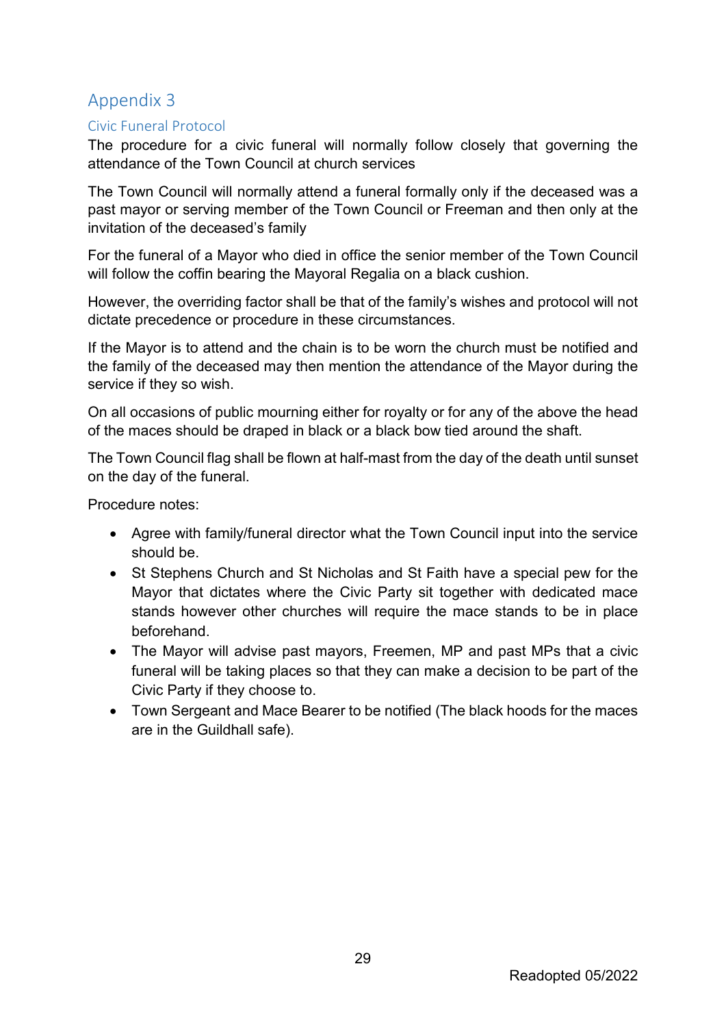# Appendix 3

## Civic Funeral Protocol

The procedure for a civic funeral will normally follow closely that governing the attendance of the Town Council at church services

The Town Council will normally attend a funeral formally only if the deceased was a past mayor or serving member of the Town Council or Freeman and then only at the invitation of the deceased's family

For the funeral of a Mayor who died in office the senior member of the Town Council will follow the coffin bearing the Mayoral Regalia on a black cushion.

However, the overriding factor shall be that of the family's wishes and protocol will not dictate precedence or procedure in these circumstances.

If the Mayor is to attend and the chain is to be worn the church must be notified and the family of the deceased may then mention the attendance of the Mayor during the service if they so wish.

On all occasions of public mourning either for royalty or for any of the above the head of the maces should be draped in black or a black bow tied around the shaft.

The Town Council flag shall be flown at half-mast from the day of the death until sunset on the day of the funeral.

Procedure notes:

- Agree with family/funeral director what the Town Council input into the service should be.
- St Stephens Church and St Nicholas and St Faith have a special pew for the Mayor that dictates where the Civic Party sit together with dedicated mace stands however other churches will require the mace stands to be in place beforehand.
- The Mayor will advise past mayors, Freemen, MP and past MPs that a civic funeral will be taking places so that they can make a decision to be part of the Civic Party if they choose to.
- Town Sergeant and Mace Bearer to be notified (The black hoods for the maces are in the Guildhall safe).

Readopted 05/2022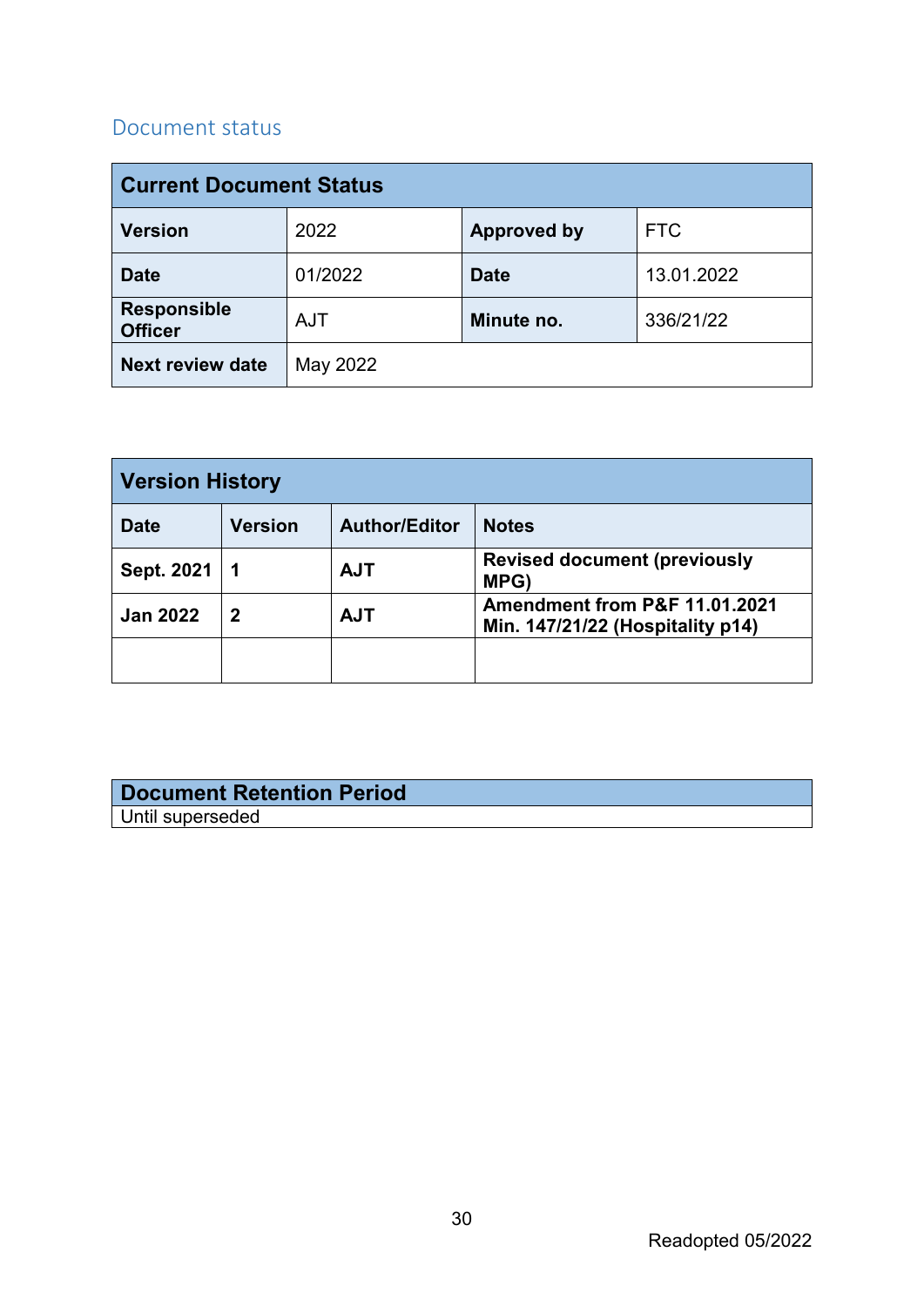## Document status

| Current Document Status | | | |
|---|---|---|---|
| **Version** | 2022 | **Approved by** | FTC |
| **Date** | 01/2022 | **Date** | 13.01.2022 |
| **Responsible Officer** | AJT | **Minute no.** | 336/21/22 |
| **Next review date** | May 2022 | | |

| Version History | | | |
|---|---|---|---|
| **Date** | **Version** | **Author/Editor** | **Notes** |
| **Sept. 2021** | **1** | **AJT** | **Revised document (previously MPG)** |
| **Jan 2022** | **2** | **AJT** | **Amendment from P&F 11.01.2021 Min. 147/21/22 (Hospitality p14)** |
| | | | |

| Document Retention Period |
|---|
| Until superseded |

Readopted 05/2022